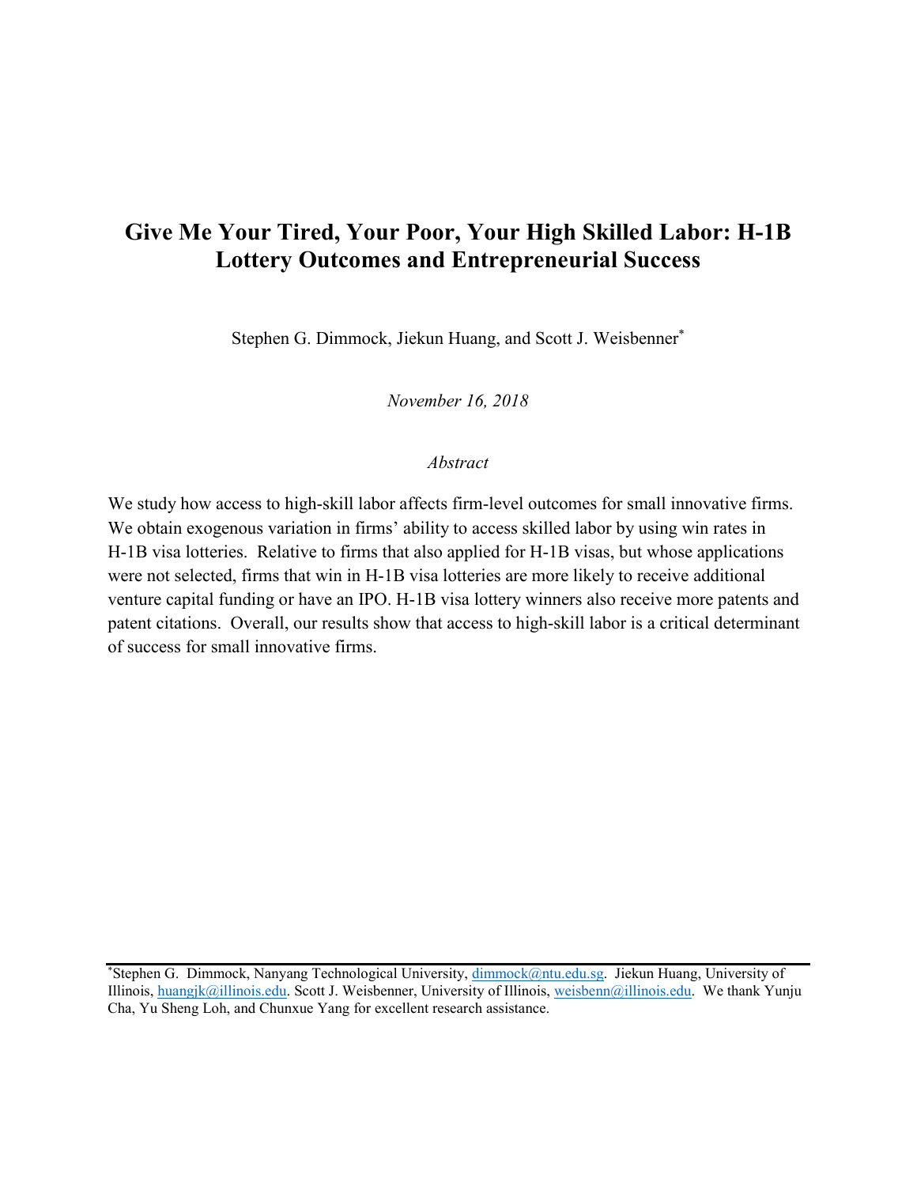# Give Me Your Tired, Your Poor, Your High Skilled Labor: H-1B Lottery Outcomes and Entrepreneurial Success

Stephen G. Dimmock, Jiekun Huang, and Scott J. Weisbenner[*]

*November 16, 2018*

*Abstract*

We study how access to high-skill labor affects firm-level outcomes for small innovative firms. We obtain exogenous variation in firms' ability to access skilled labor by using win rates in H-1B visa lotteries. Relative to firms that also applied for H-1B visas, but whose applications were not selected, firms that win in H-1B visa lotteries are more likely to receive additional venture capital funding or have an IPO. H-1B visa lottery winners also receive more patents and patent citations. Overall, our results show that access to high-skill labor is a critical determinant of success for small innovative firms.

---

[*]Stephen G. Dimmock, Nanyang Technological University, dimmock@ntu.edu.sg. Jiekun Huang, University of Illinois, huangjk@illinois.edu. Scott J. Weisbenner, University of Illinois, weisbenn@illinois.edu. We thank Yunju Cha, Yu Sheng Loh, and Chunxue Yang for excellent research assistance.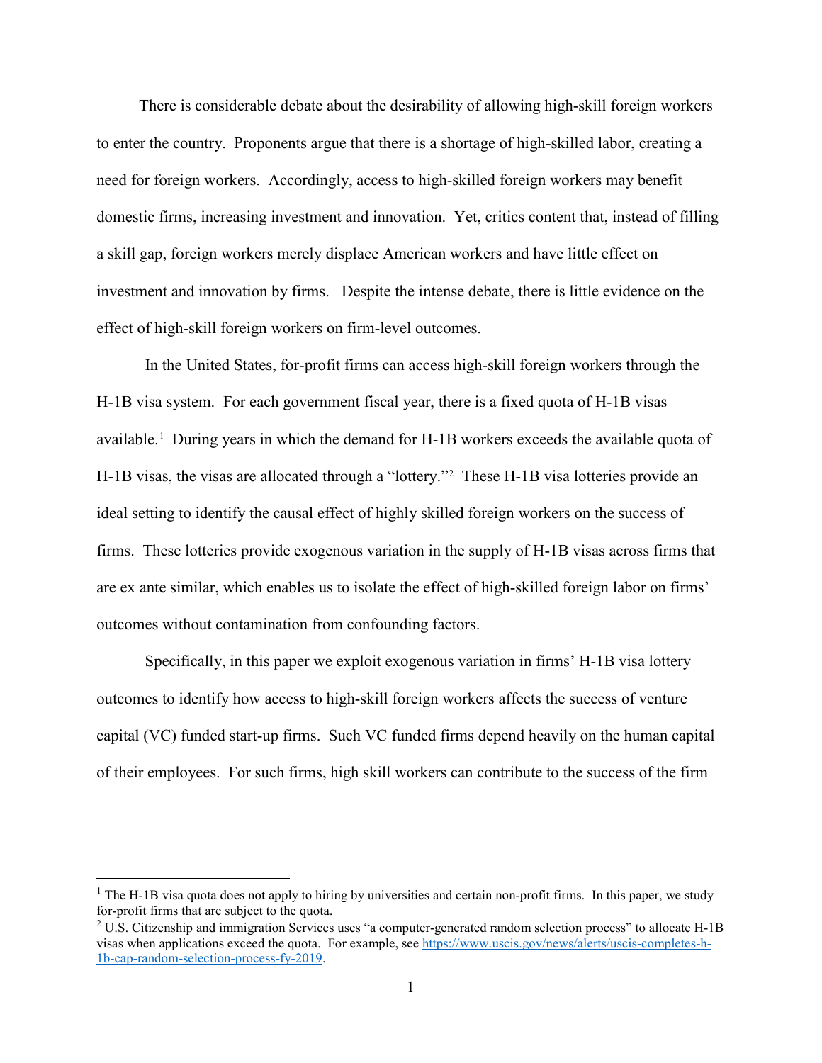There is considerable debate about the desirability of allowing high-skill foreign workers to enter the country. Proponents argue that there is a shortage of high-skilled labor, creating a need for foreign workers. Accordingly, access to high-skilled foreign workers may benefit domestic firms, increasing investment and innovation. Yet, critics content that, instead of filling a skill gap, foreign workers merely displace American workers and have little effect on investment and innovation by firms. Despite the intense debate, there is little evidence on the effect of high-skill foreign workers on firm-level outcomes.

In the United States, for-profit firms can access high-skill foreign workers through the H-1B visa system. For each government fiscal year, there is a fixed quota of H-1B visas available.[1] During years in which the demand for H-1B workers exceeds the available quota of H-1B visas, the visas are allocated through a "lottery."[2] These H-1B visa lotteries provide an ideal setting to identify the causal effect of highly skilled foreign workers on the success of firms. These lotteries provide exogenous variation in the supply of H-1B visas across firms that are ex ante similar, which enables us to isolate the effect of high-skilled foreign labor on firms' outcomes without contamination from confounding factors.

Specifically, in this paper we exploit exogenous variation in firms' H-1B visa lottery outcomes to identify how access to high-skill foreign workers affects the success of venture capital (VC) funded start-up firms. Such VC funded firms depend heavily on the human capital of their employees. For such firms, high skill workers can contribute to the success of the firm

[1] The H-1B visa quota does not apply to hiring by universities and certain non-profit firms. In this paper, we study for-profit firms that are subject to the quota.

[2] U.S. Citizenship and immigration Services uses "a computer-generated random selection process" to allocate H-1B visas when applications exceed the quota. For example, see https://www.uscis.gov/news/alerts/uscis-completes-h-1b-cap-random-selection-process-fy-2019.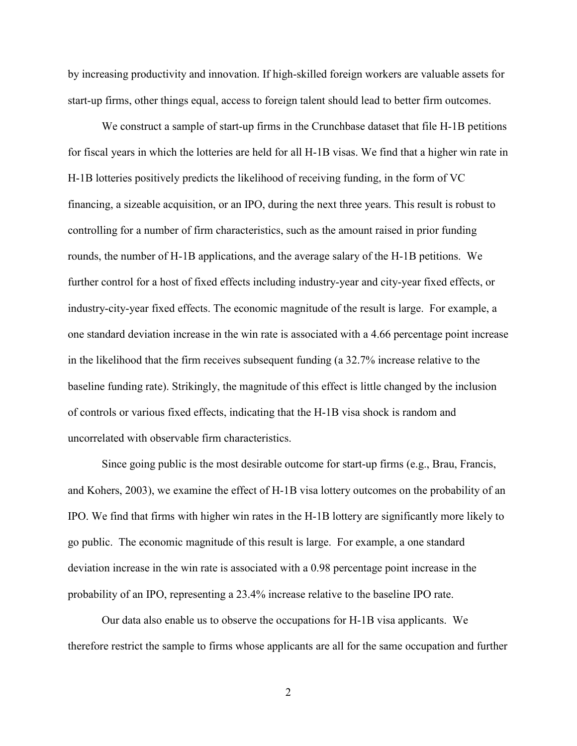by increasing productivity and innovation. If high-skilled foreign workers are valuable assets for start-up firms, other things equal, access to foreign talent should lead to better firm outcomes.

We construct a sample of start-up firms in the Crunchbase dataset that file H-1B petitions for fiscal years in which the lotteries are held for all H-1B visas. We find that a higher win rate in H-1B lotteries positively predicts the likelihood of receiving funding, in the form of VC financing, a sizeable acquisition, or an IPO, during the next three years. This result is robust to controlling for a number of firm characteristics, such as the amount raised in prior funding rounds, the number of H-1B applications, and the average salary of the H-1B petitions. We further control for a host of fixed effects including industry-year and city-year fixed effects, or industry-city-year fixed effects. The economic magnitude of the result is large. For example, a one standard deviation increase in the win rate is associated with a 4.66 percentage point increase in the likelihood that the firm receives subsequent funding (a 32.7% increase relative to the baseline funding rate). Strikingly, the magnitude of this effect is little changed by the inclusion of controls or various fixed effects, indicating that the H-1B visa shock is random and uncorrelated with observable firm characteristics.

Since going public is the most desirable outcome for start-up firms (e.g., Brau, Francis, and Kohers, 2003), we examine the effect of H-1B visa lottery outcomes on the probability of an IPO. We find that firms with higher win rates in the H-1B lottery are significantly more likely to go public. The economic magnitude of this result is large. For example, a one standard deviation increase in the win rate is associated with a 0.98 percentage point increase in the probability of an IPO, representing a 23.4% increase relative to the baseline IPO rate.

Our data also enable us to observe the occupations for H-1B visa applicants. We therefore restrict the sample to firms whose applicants are all for the same occupation and further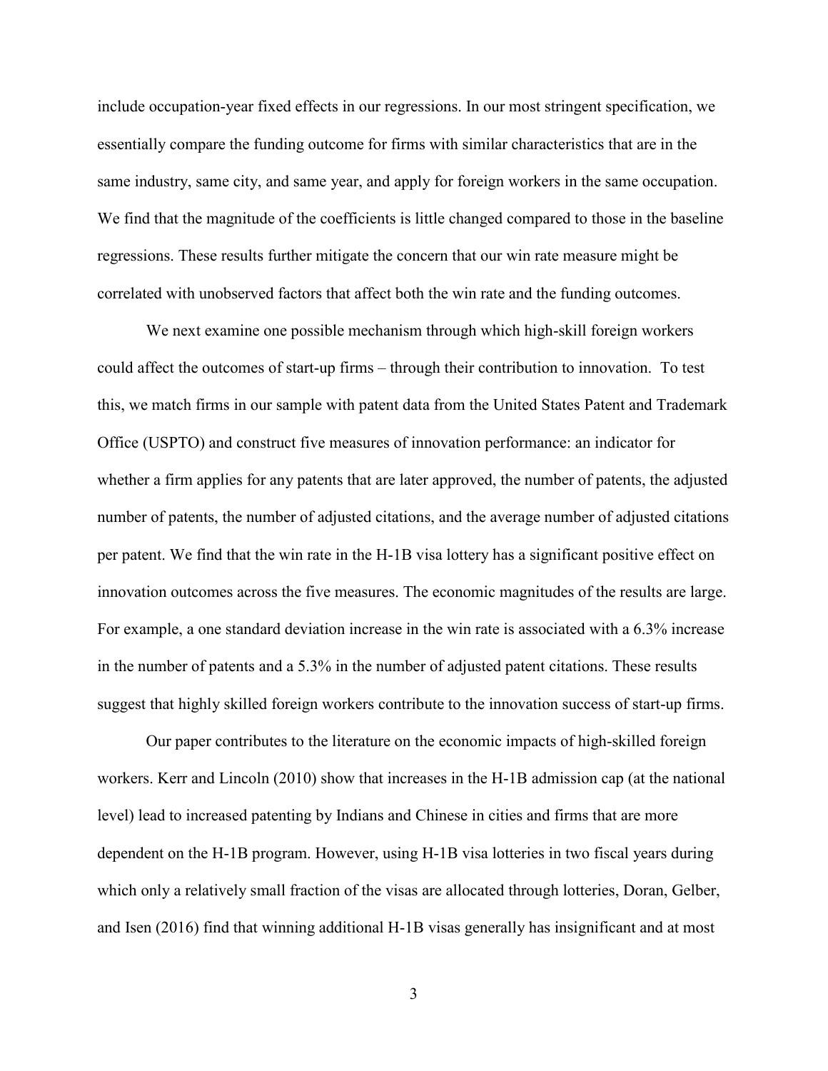include occupation-year fixed effects in our regressions. In our most stringent specification, we essentially compare the funding outcome for firms with similar characteristics that are in the same industry, same city, and same year, and apply for foreign workers in the same occupation. We find that the magnitude of the coefficients is little changed compared to those in the baseline regressions. These results further mitigate the concern that our win rate measure might be correlated with unobserved factors that affect both the win rate and the funding outcomes.

We next examine one possible mechanism through which high-skill foreign workers could affect the outcomes of start-up firms – through their contribution to innovation. To test this, we match firms in our sample with patent data from the United States Patent and Trademark Office (USPTO) and construct five measures of innovation performance: an indicator for whether a firm applies for any patents that are later approved, the number of patents, the adjusted number of patents, the number of adjusted citations, and the average number of adjusted citations per patent. We find that the win rate in the H-1B visa lottery has a significant positive effect on innovation outcomes across the five measures. The economic magnitudes of the results are large. For example, a one standard deviation increase in the win rate is associated with a 6.3% increase in the number of patents and a 5.3% in the number of adjusted patent citations. These results suggest that highly skilled foreign workers contribute to the innovation success of start-up firms.

Our paper contributes to the literature on the economic impacts of high-skilled foreign workers. Kerr and Lincoln (2010) show that increases in the H-1B admission cap (at the national level) lead to increased patenting by Indians and Chinese in cities and firms that are more dependent on the H-1B program. However, using H-1B visa lotteries in two fiscal years during which only a relatively small fraction of the visas are allocated through lotteries, Doran, Gelber, and Isen (2016) find that winning additional H-1B visas generally has insignificant and at most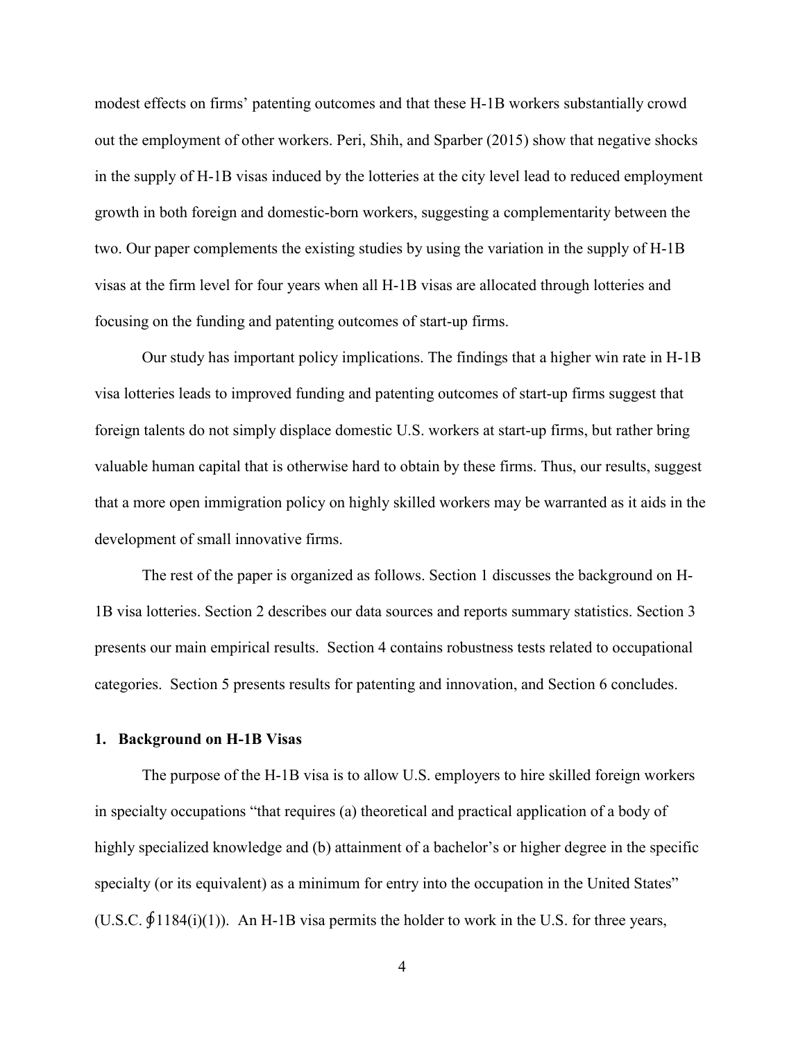modest effects on firms' patenting outcomes and that these H-1B workers substantially crowd out the employment of other workers. Peri, Shih, and Sparber (2015) show that negative shocks in the supply of H-1B visas induced by the lotteries at the city level lead to reduced employment growth in both foreign and domestic-born workers, suggesting a complementarity between the two. Our paper complements the existing studies by using the variation in the supply of H-1B visas at the firm level for four years when all H-1B visas are allocated through lotteries and focusing on the funding and patenting outcomes of start-up firms.

Our study has important policy implications. The findings that a higher win rate in H-1B visa lotteries leads to improved funding and patenting outcomes of start-up firms suggest that foreign talents do not simply displace domestic U.S. workers at start-up firms, but rather bring valuable human capital that is otherwise hard to obtain by these firms. Thus, our results, suggest that a more open immigration policy on highly skilled workers may be warranted as it aids in the development of small innovative firms.

The rest of the paper is organized as follows. Section 1 discusses the background on H-1B visa lotteries. Section 2 describes our data sources and reports summary statistics. Section 3 presents our main empirical results. Section 4 contains robustness tests related to occupational categories. Section 5 presents results for patenting and innovation, and Section 6 concludes.

## 1. Background on H-1B Visas

The purpose of the H-1B visa is to allow U.S. employers to hire skilled foreign workers in specialty occupations "that requires (a) theoretical and practical application of a body of highly specialized knowledge and (b) attainment of a bachelor's or higher degree in the specific specialty (or its equivalent) as a minimum for entry into the occupation in the United States" (U.S.C. ∮1184(i)(1)). An H-1B visa permits the holder to work in the U.S. for three years,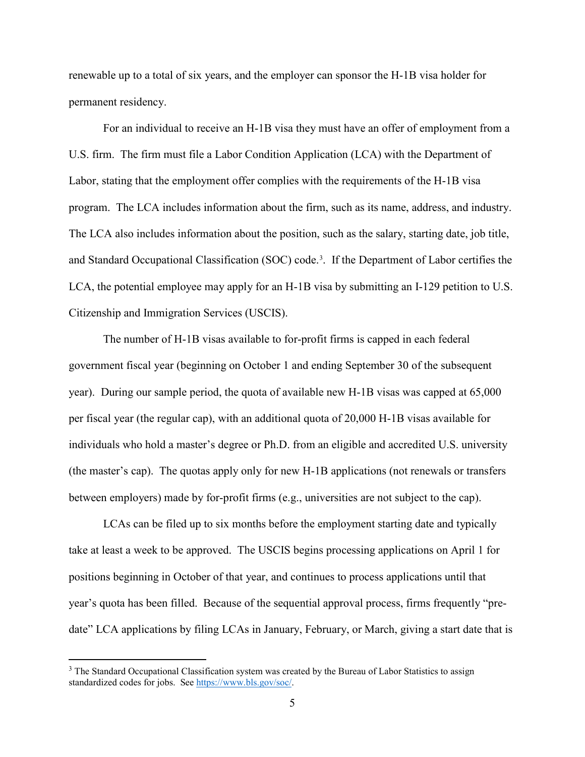renewable up to a total of six years, and the employer can sponsor the H-1B visa holder for permanent residency.

For an individual to receive an H-1B visa they must have an offer of employment from a U.S. firm. The firm must file a Labor Condition Application (LCA) with the Department of Labor, stating that the employment offer complies with the requirements of the H-1B visa program. The LCA includes information about the firm, such as its name, address, and industry. The LCA also includes information about the position, such as the salary, starting date, job title, and Standard Occupational Classification (SOC) code.[3]. If the Department of Labor certifies the LCA, the potential employee may apply for an H-1B visa by submitting an I-129 petition to U.S. Citizenship and Immigration Services (USCIS).

The number of H-1B visas available to for-profit firms is capped in each federal government fiscal year (beginning on October 1 and ending September 30 of the subsequent year). During our sample period, the quota of available new H-1B visas was capped at 65,000 per fiscal year (the regular cap), with an additional quota of 20,000 H-1B visas available for individuals who hold a master's degree or Ph.D. from an eligible and accredited U.S. university (the master's cap). The quotas apply only for new H-1B applications (not renewals or transfers between employers) made by for-profit firms (e.g., universities are not subject to the cap).

LCAs can be filed up to six months before the employment starting date and typically take at least a week to be approved. The USCIS begins processing applications on April 1 for positions beginning in October of that year, and continues to process applications until that year's quota has been filled. Because of the sequential approval process, firms frequently "pre-date" LCA applications by filing LCAs in January, February, or March, giving a start date that is

[3] The Standard Occupational Classification system was created by the Bureau of Labor Statistics to assign standardized codes for jobs. See https://www.bls.gov/soc/.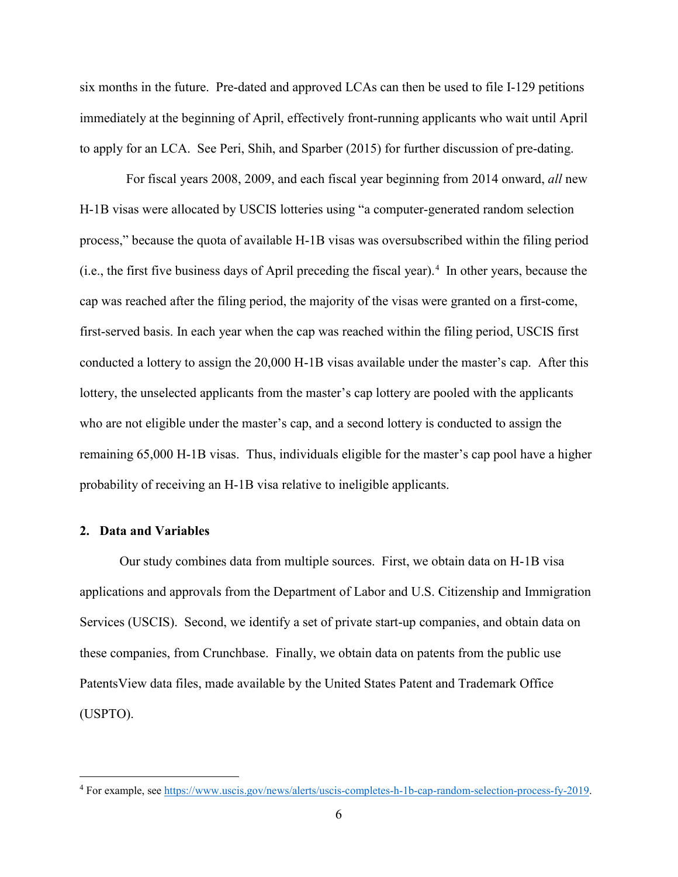six months in the future. Pre-dated and approved LCAs can then be used to file I-129 petitions immediately at the beginning of April, effectively front-running applicants who wait until April to apply for an LCA. See Peri, Shih, and Sparber (2015) for further discussion of pre-dating.

For fiscal years 2008, 2009, and each fiscal year beginning from 2014 onward, *all* new H-1B visas were allocated by USCIS lotteries using "a computer-generated random selection process," because the quota of available H-1B visas was oversubscribed within the filing period (i.e., the first five business days of April preceding the fiscal year).[4] In other years, because the cap was reached after the filing period, the majority of the visas were granted on a first-come, first-served basis. In each year when the cap was reached within the filing period, USCIS first conducted a lottery to assign the 20,000 H-1B visas available under the master's cap. After this lottery, the unselected applicants from the master's cap lottery are pooled with the applicants who are not eligible under the master's cap, and a second lottery is conducted to assign the remaining 65,000 H-1B visas. Thus, individuals eligible for the master's cap pool have a higher probability of receiving an H-1B visa relative to ineligible applicants.

## 2. Data and Variables

Our study combines data from multiple sources. First, we obtain data on H-1B visa applications and approvals from the Department of Labor and U.S. Citizenship and Immigration Services (USCIS). Second, we identify a set of private start-up companies, and obtain data on these companies, from Crunchbase. Finally, we obtain data on patents from the public use PatentsView data files, made available by the United States Patent and Trademark Office (USPTO).

[4] For example, see https://www.uscis.gov/news/alerts/uscis-completes-h-1b-cap-random-selection-process-fy-2019.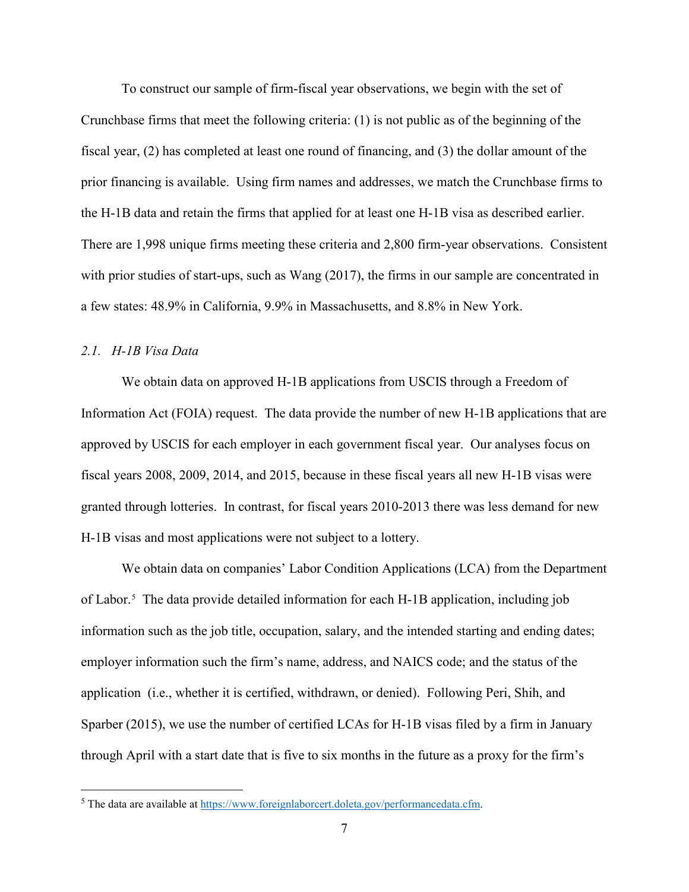To construct our sample of firm-fiscal year observations, we begin with the set of Crunchbase firms that meet the following criteria: (1) is not public as of the beginning of the fiscal year, (2) has completed at least one round of financing, and (3) the dollar amount of the prior financing is available. Using firm names and addresses, we match the Crunchbase firms to the H-1B data and retain the firms that applied for at least one H-1B visa as described earlier. There are 1,998 unique firms meeting these criteria and 2,800 firm-year observations. Consistent with prior studies of start-ups, such as Wang (2017), the firms in our sample are concentrated in a few states: 48.9% in California, 9.9% in Massachusetts, and 8.8% in New York.

### *2.1. H-1B Visa Data*

We obtain data on approved H-1B applications from USCIS through a Freedom of Information Act (FOIA) request. The data provide the number of new H-1B applications that are approved by USCIS for each employer in each government fiscal year. Our analyses focus on fiscal years 2008, 2009, 2014, and 2015, because in these fiscal years all new H-1B visas were granted through lotteries. In contrast, for fiscal years 2010-2013 there was less demand for new H-1B visas and most applications were not subject to a lottery.

We obtain data on companies' Labor Condition Applications (LCA) from the Department of Labor.[5] The data provide detailed information for each H-1B application, including job information such as the job title, occupation, salary, and the intended starting and ending dates; employer information such the firm's name, address, and NAICS code; and the status of the application (i.e., whether it is certified, withdrawn, or denied). Following Peri, Shih, and Sparber (2015), we use the number of certified LCAs for H-1B visas filed by a firm in January through April with a start date that is five to six months in the future as a proxy for the firm's

---

[5] The data are available at https://www.foreignlaborcert.doleta.gov/performancedata.cfm.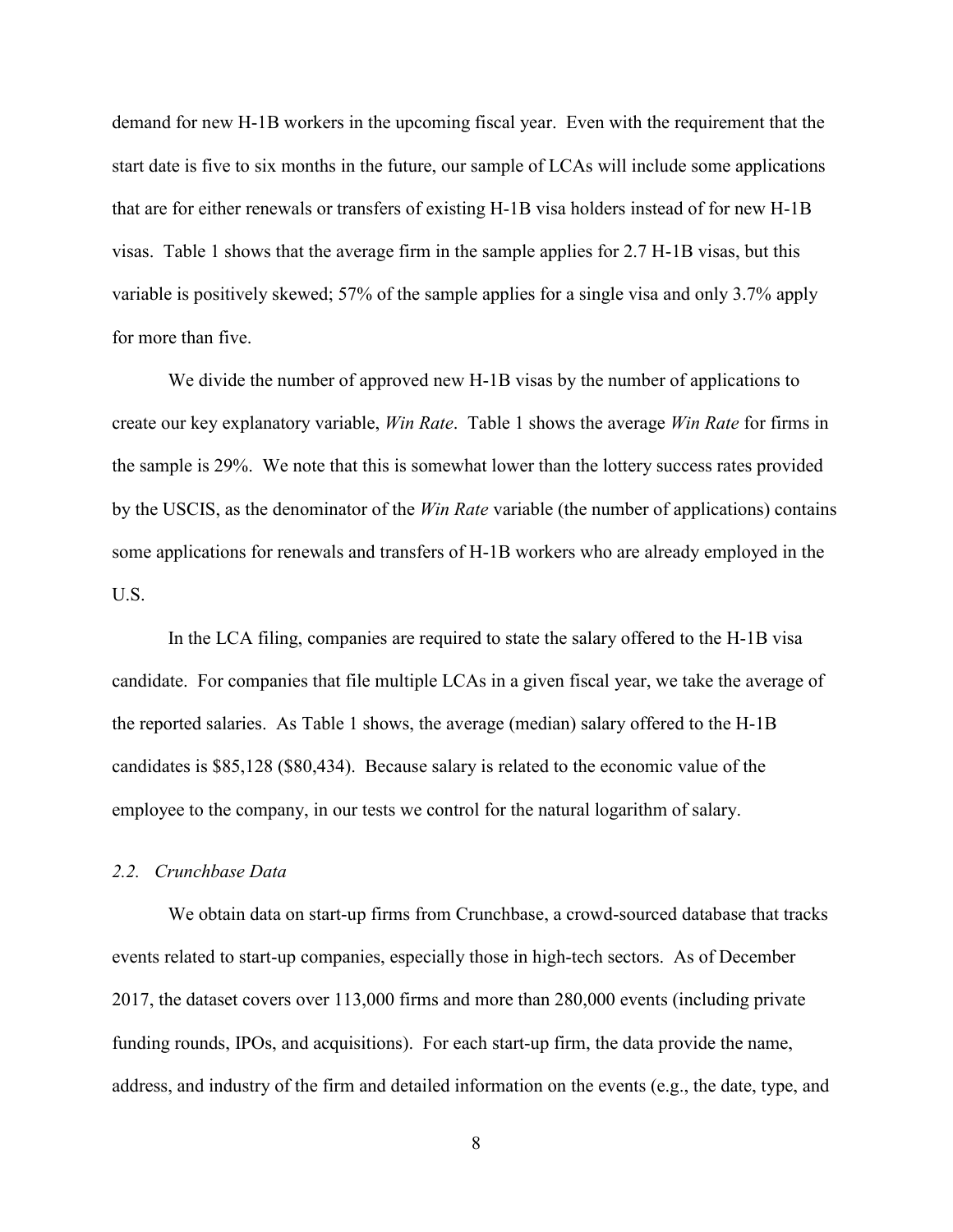demand for new H-1B workers in the upcoming fiscal year. Even with the requirement that the start date is five to six months in the future, our sample of LCAs will include some applications that are for either renewals or transfers of existing H-1B visa holders instead of for new H-1B visas. Table 1 shows that the average firm in the sample applies for 2.7 H-1B visas, but this variable is positively skewed; 57% of the sample applies for a single visa and only 3.7% apply for more than five.

We divide the number of approved new H-1B visas by the number of applications to create our key explanatory variable, *Win Rate*. Table 1 shows the average *Win Rate* for firms in the sample is 29%. We note that this is somewhat lower than the lottery success rates provided by the USCIS, as the denominator of the *Win Rate* variable (the number of applications) contains some applications for renewals and transfers of H-1B workers who are already employed in the U.S.

In the LCA filing, companies are required to state the salary offered to the H-1B visa candidate. For companies that file multiple LCAs in a given fiscal year, we take the average of the reported salaries. As Table 1 shows, the average (median) salary offered to the H-1B candidates is $85,128 ($80,434). Because salary is related to the economic value of the employee to the company, in our tests we control for the natural logarithm of salary.

### *2.2. Crunchbase Data*

We obtain data on start-up firms from Crunchbase, a crowd-sourced database that tracks events related to start-up companies, especially those in high-tech sectors. As of December 2017, the dataset covers over 113,000 firms and more than 280,000 events (including private funding rounds, IPOs, and acquisitions). For each start-up firm, the data provide the name, address, and industry of the firm and detailed information on the events (e.g., the date, type, and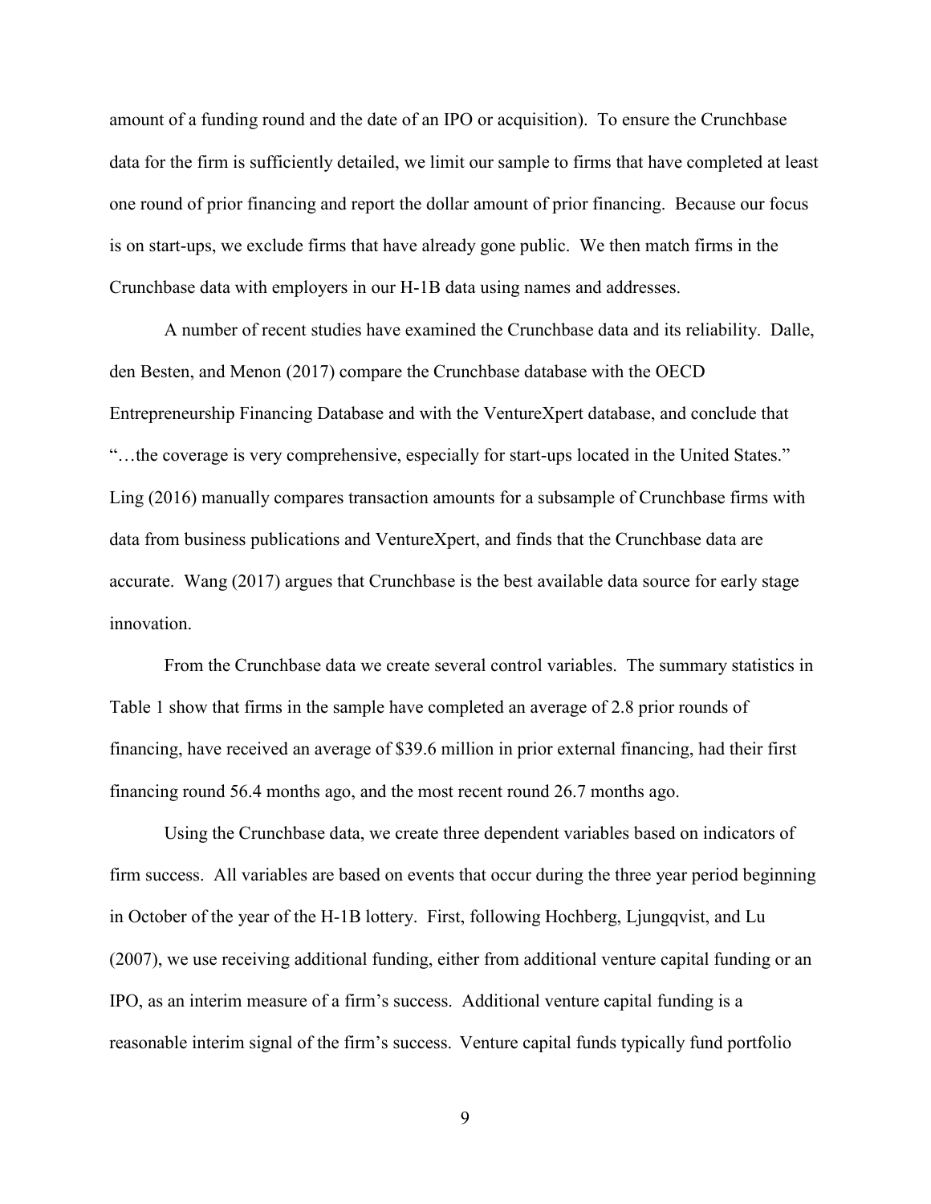amount of a funding round and the date of an IPO or acquisition). To ensure the Crunchbase data for the firm is sufficiently detailed, we limit our sample to firms that have completed at least one round of prior financing and report the dollar amount of prior financing. Because our focus is on start-ups, we exclude firms that have already gone public. We then match firms in the Crunchbase data with employers in our H-1B data using names and addresses.

A number of recent studies have examined the Crunchbase data and its reliability. Dalle, den Besten, and Menon (2017) compare the Crunchbase database with the OECD Entrepreneurship Financing Database and with the VentureXpert database, and conclude that "…the coverage is very comprehensive, especially for start-ups located in the United States." Ling (2016) manually compares transaction amounts for a subsample of Crunchbase firms with data from business publications and VentureXpert, and finds that the Crunchbase data are accurate. Wang (2017) argues that Crunchbase is the best available data source for early stage innovation.

From the Crunchbase data we create several control variables. The summary statistics in Table 1 show that firms in the sample have completed an average of 2.8 prior rounds of financing, have received an average of $39.6 million in prior external financing, had their first financing round 56.4 months ago, and the most recent round 26.7 months ago.

Using the Crunchbase data, we create three dependent variables based on indicators of firm success. All variables are based on events that occur during the three year period beginning in October of the year of the H-1B lottery. First, following Hochberg, Ljungqvist, and Lu (2007), we use receiving additional funding, either from additional venture capital funding or an IPO, as an interim measure of a firm's success. Additional venture capital funding is a reasonable interim signal of the firm's success. Venture capital funds typically fund portfolio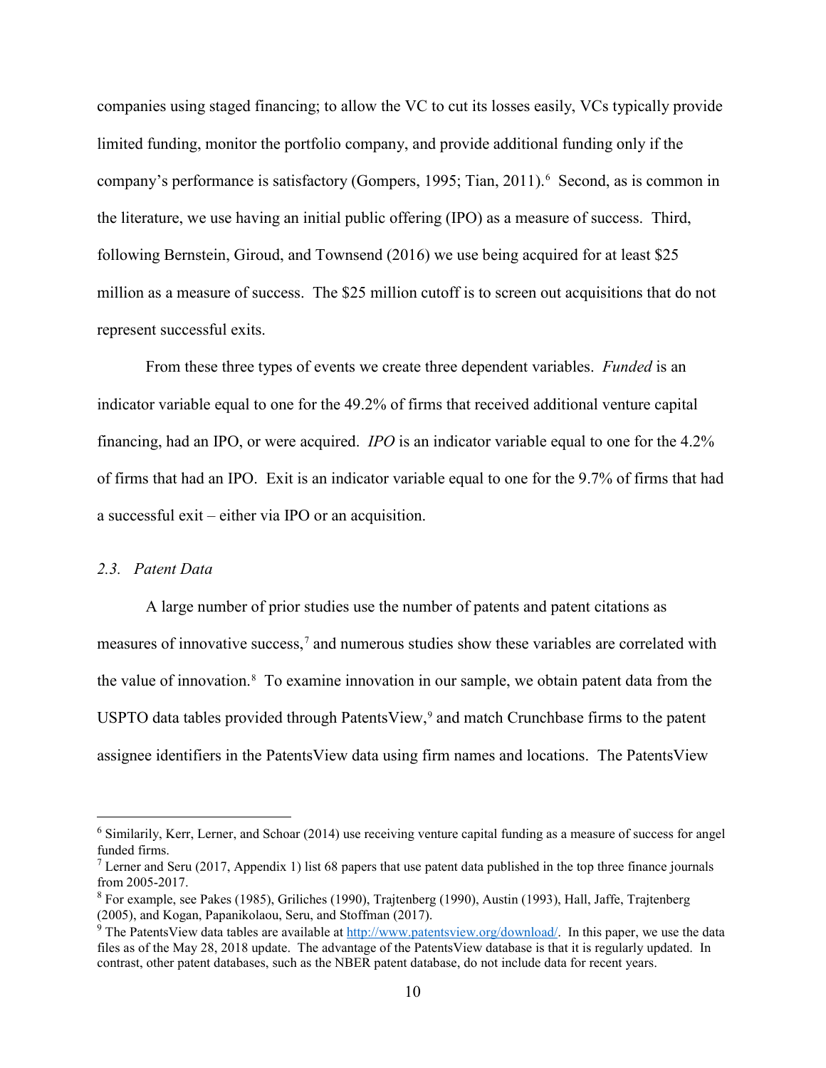companies using staged financing; to allow the VC to cut its losses easily, VCs typically provide limited funding, monitor the portfolio company, and provide additional funding only if the company's performance is satisfactory (Gompers, 1995; Tian, 2011).[6] Second, as is common in the literature, we use having an initial public offering (IPO) as a measure of success. Third, following Bernstein, Giroud, and Townsend (2016) we use being acquired for at least $25 million as a measure of success. The $25 million cutoff is to screen out acquisitions that do not represent successful exits.

From these three types of events we create three dependent variables. *Funded* is an indicator variable equal to one for the 49.2% of firms that received additional venture capital financing, had an IPO, or were acquired. *IPO* is an indicator variable equal to one for the 4.2% of firms that had an IPO. Exit is an indicator variable equal to one for the 9.7% of firms that had a successful exit – either via IPO or an acquisition.

### *2.3. Patent Data*

A large number of prior studies use the number of patents and patent citations as measures of innovative success,[7] and numerous studies show these variables are correlated with the value of innovation.[8] To examine innovation in our sample, we obtain patent data from the USPTO data tables provided through PatentsView,[9] and match Crunchbase firms to the patent assignee identifiers in the PatentsView data using firm names and locations. The PatentsView

---

[6] Similarily, Kerr, Lerner, and Schoar (2014) use receiving venture capital funding as a measure of success for angel funded firms.

[7] Lerner and Seru (2017, Appendix 1) list 68 papers that use patent data published in the top three finance journals from 2005-2017.

[8] For example, see Pakes (1985), Griliches (1990), Trajtenberg (1990), Austin (1993), Hall, Jaffe, Trajtenberg (2005), and Kogan, Papanikolaou, Seru, and Stoffman (2017).

[9] The PatentsView data tables are available at http://www.patentsview.org/download/. In this paper, we use the data files as of the May 28, 2018 update. The advantage of the PatentsView database is that it is regularly updated. In contrast, other patent databases, such as the NBER patent database, do not include data for recent years.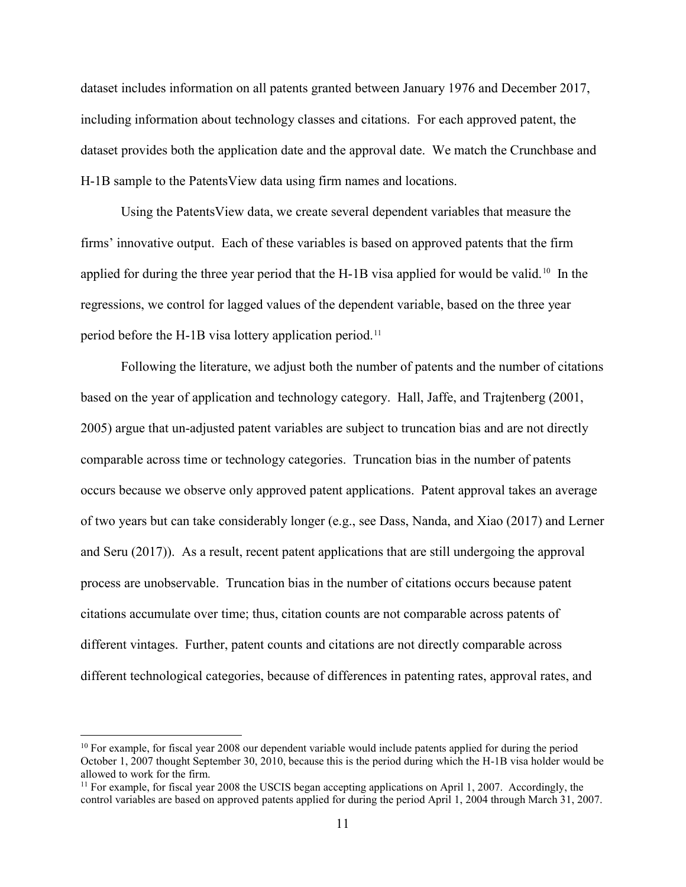dataset includes information on all patents granted between January 1976 and December 2017, including information about technology classes and citations. For each approved patent, the dataset provides both the application date and the approval date. We match the Crunchbase and H-1B sample to the PatentsView data using firm names and locations.

Using the PatentsView data, we create several dependent variables that measure the firms' innovative output. Each of these variables is based on approved patents that the firm applied for during the three year period that the H-1B visa applied for would be valid.[10] In the regressions, we control for lagged values of the dependent variable, based on the three year period before the H-1B visa lottery application period.[11]

Following the literature, we adjust both the number of patents and the number of citations based on the year of application and technology category. Hall, Jaffe, and Trajtenberg (2001, 2005) argue that un-adjusted patent variables are subject to truncation bias and are not directly comparable across time or technology categories. Truncation bias in the number of patents occurs because we observe only approved patent applications. Patent approval takes an average of two years but can take considerably longer (e.g., see Dass, Nanda, and Xiao (2017) and Lerner and Seru (2017)). As a result, recent patent applications that are still undergoing the approval process are unobservable. Truncation bias in the number of citations occurs because patent citations accumulate over time; thus, citation counts are not comparable across patents of different vintages. Further, patent counts and citations are not directly comparable across different technological categories, because of differences in patenting rates, approval rates, and

[10] For example, for fiscal year 2008 our dependent variable would include patents applied for during the period October 1, 2007 thought September 30, 2010, because this is the period during which the H-1B visa holder would be allowed to work for the firm.

[11] For example, for fiscal year 2008 the USCIS began accepting applications on April 1, 2007. Accordingly, the control variables are based on approved patents applied for during the period April 1, 2004 through March 31, 2007.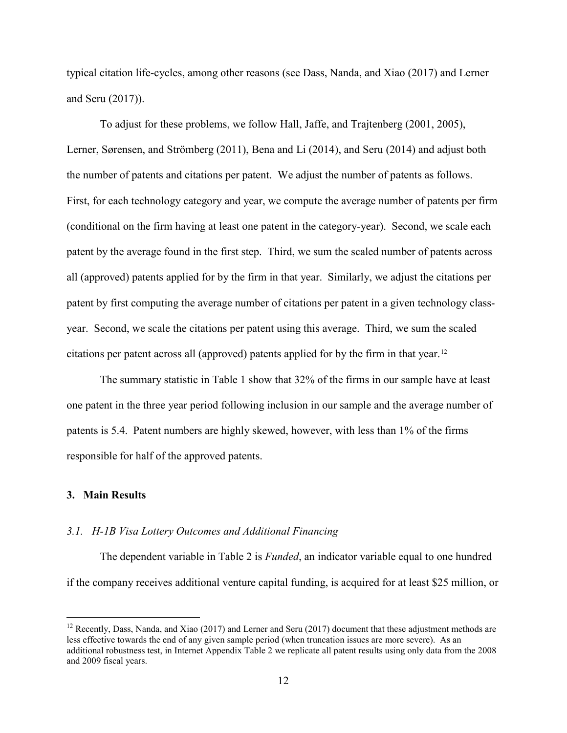typical citation life-cycles, among other reasons (see Dass, Nanda, and Xiao (2017) and Lerner and Seru (2017)).

To adjust for these problems, we follow Hall, Jaffe, and Trajtenberg (2001, 2005), Lerner, Sørensen, and Strömberg (2011), Bena and Li (2014), and Seru (2014) and adjust both the number of patents and citations per patent. We adjust the number of patents as follows. First, for each technology category and year, we compute the average number of patents per firm (conditional on the firm having at least one patent in the category-year). Second, we scale each patent by the average found in the first step. Third, we sum the scaled number of patents across all (approved) patents applied for by the firm in that year. Similarly, we adjust the citations per patent by first computing the average number of citations per patent in a given technology class-year. Second, we scale the citations per patent using this average. Third, we sum the scaled citations per patent across all (approved) patents applied for by the firm in that year.[12]

The summary statistic in Table 1 show that 32% of the firms in our sample have at least one patent in the three year period following inclusion in our sample and the average number of patents is 5.4. Patent numbers are highly skewed, however, with less than 1% of the firms responsible for half of the approved patents.

## 3. Main Results

### *3.1. H-1B Visa Lottery Outcomes and Additional Financing*

The dependent variable in Table 2 is *Funded*, an indicator variable equal to one hundred if the company receives additional venture capital funding, is acquired for at least $25 million, or

[12] Recently, Dass, Nanda, and Xiao (2017) and Lerner and Seru (2017) document that these adjustment methods are less effective towards the end of any given sample period (when truncation issues are more severe). As an additional robustness test, in Internet Appendix Table 2 we replicate all patent results using only data from the 2008 and 2009 fiscal years.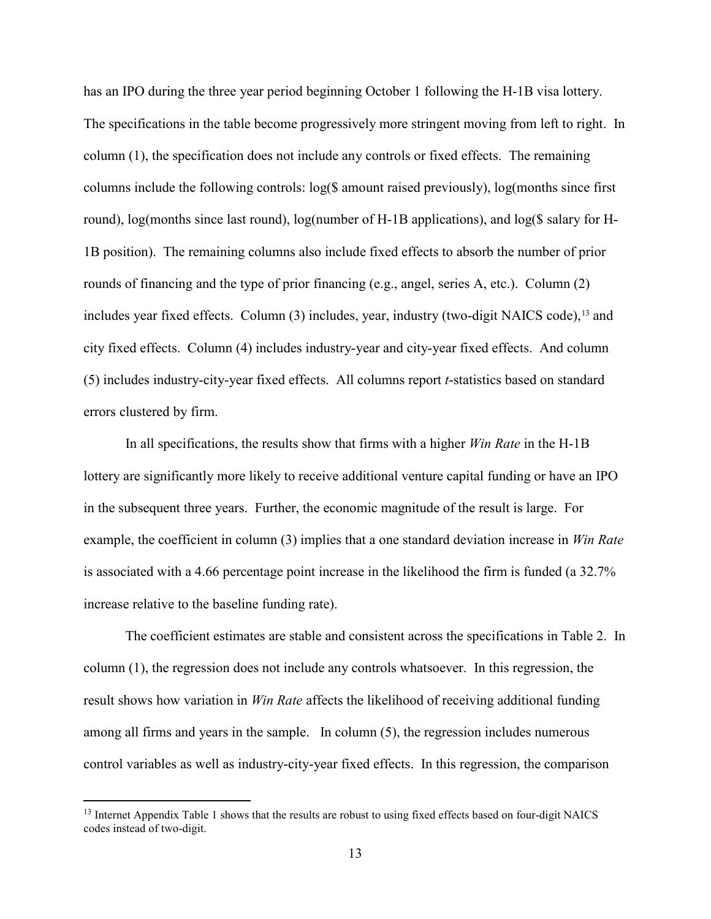has an IPO during the three year period beginning October 1 following the H-1B visa lottery. The specifications in the table become progressively more stringent moving from left to right. In column (1), the specification does not include any controls or fixed effects. The remaining columns include the following controls: log($ amount raised previously), log(months since first round), log(months since last round), log(number of H-1B applications), and log($ salary for H-1B position). The remaining columns also include fixed effects to absorb the number of prior rounds of financing and the type of prior financing (e.g., angel, series A, etc.). Column (2) includes year fixed effects. Column (3) includes, year, industry (two-digit NAICS code),[13] and city fixed effects. Column (4) includes industry-year and city-year fixed effects. And column (5) includes industry-city-year fixed effects. All columns report *t*-statistics based on standard errors clustered by firm.

In all specifications, the results show that firms with a higher *Win Rate* in the H-1B lottery are significantly more likely to receive additional venture capital funding or have an IPO in the subsequent three years. Further, the economic magnitude of the result is large. For example, the coefficient in column (3) implies that a one standard deviation increase in *Win Rate* is associated with a 4.66 percentage point increase in the likelihood the firm is funded (a 32.7% increase relative to the baseline funding rate).

The coefficient estimates are stable and consistent across the specifications in Table 2. In column (1), the regression does not include any controls whatsoever. In this regression, the result shows how variation in *Win Rate* affects the likelihood of receiving additional funding among all firms and years in the sample. In column (5), the regression includes numerous control variables as well as industry-city-year fixed effects. In this regression, the comparison

[13] Internet Appendix Table 1 shows that the results are robust to using fixed effects based on four-digit NAICS codes instead of two-digit.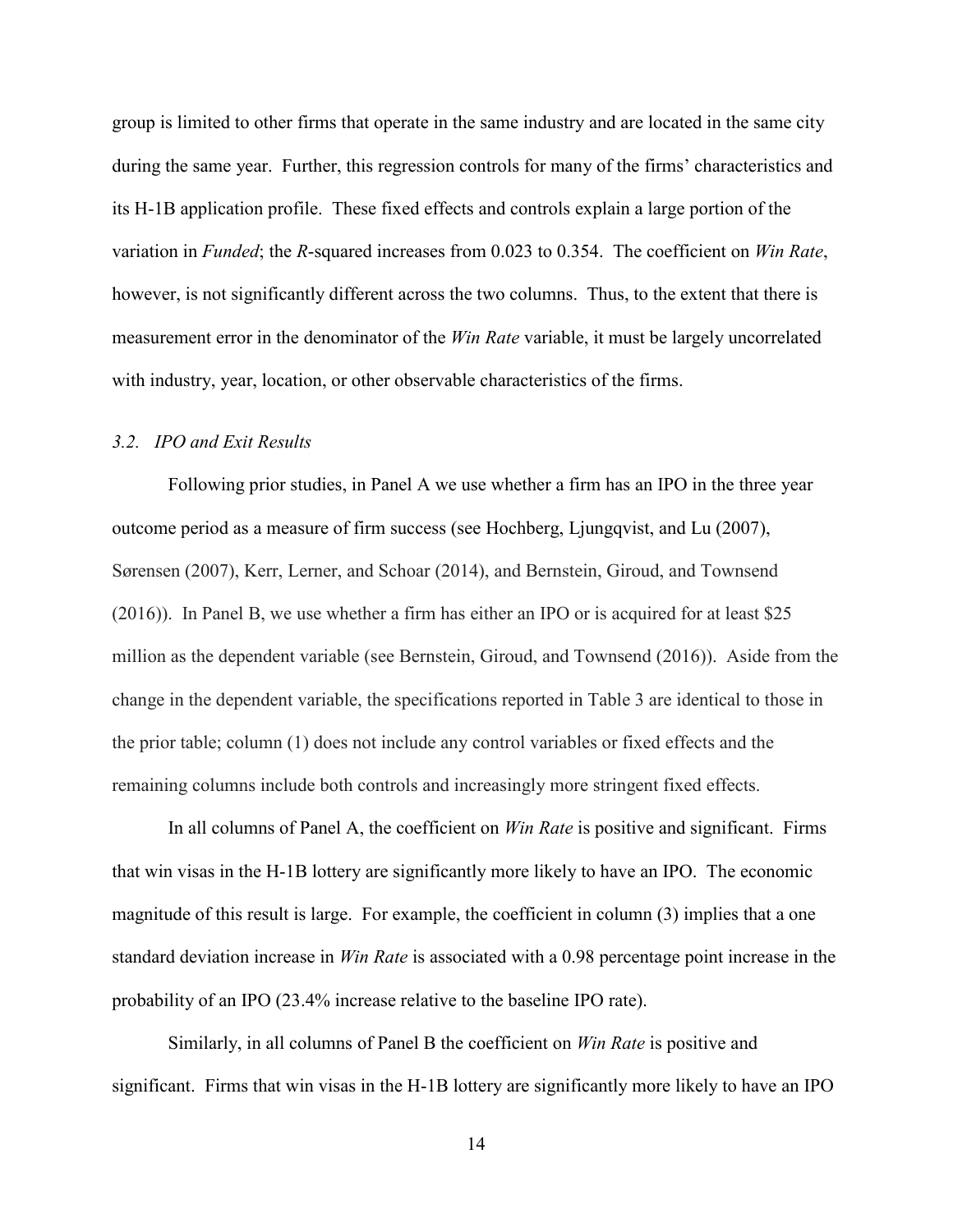group is limited to other firms that operate in the same industry and are located in the same city during the same year. Further, this regression controls for many of the firms' characteristics and its H-1B application profile. These fixed effects and controls explain a large portion of the variation in *Funded*; the *R*-squared increases from 0.023 to 0.354. The coefficient on *Win Rate*, however, is not significantly different across the two columns. Thus, to the extent that there is measurement error in the denominator of the *Win Rate* variable, it must be largely uncorrelated with industry, year, location, or other observable characteristics of the firms.

### *3.2. IPO and Exit Results*

Following prior studies, in Panel A we use whether a firm has an IPO in the three year outcome period as a measure of firm success (see Hochberg, Ljungqvist, and Lu (2007), Sørensen (2007), Kerr, Lerner, and Schoar (2014), and Bernstein, Giroud, and Townsend (2016)). In Panel B, we use whether a firm has either an IPO or is acquired for at least $25 million as the dependent variable (see Bernstein, Giroud, and Townsend (2016)). Aside from the change in the dependent variable, the specifications reported in Table 3 are identical to those in the prior table; column (1) does not include any control variables or fixed effects and the remaining columns include both controls and increasingly more stringent fixed effects.

In all columns of Panel A, the coefficient on *Win Rate* is positive and significant. Firms that win visas in the H-1B lottery are significantly more likely to have an IPO. The economic magnitude of this result is large. For example, the coefficient in column (3) implies that a one standard deviation increase in *Win Rate* is associated with a 0.98 percentage point increase in the probability of an IPO (23.4% increase relative to the baseline IPO rate).

Similarly, in all columns of Panel B the coefficient on *Win Rate* is positive and significant. Firms that win visas in the H-1B lottery are significantly more likely to have an IPO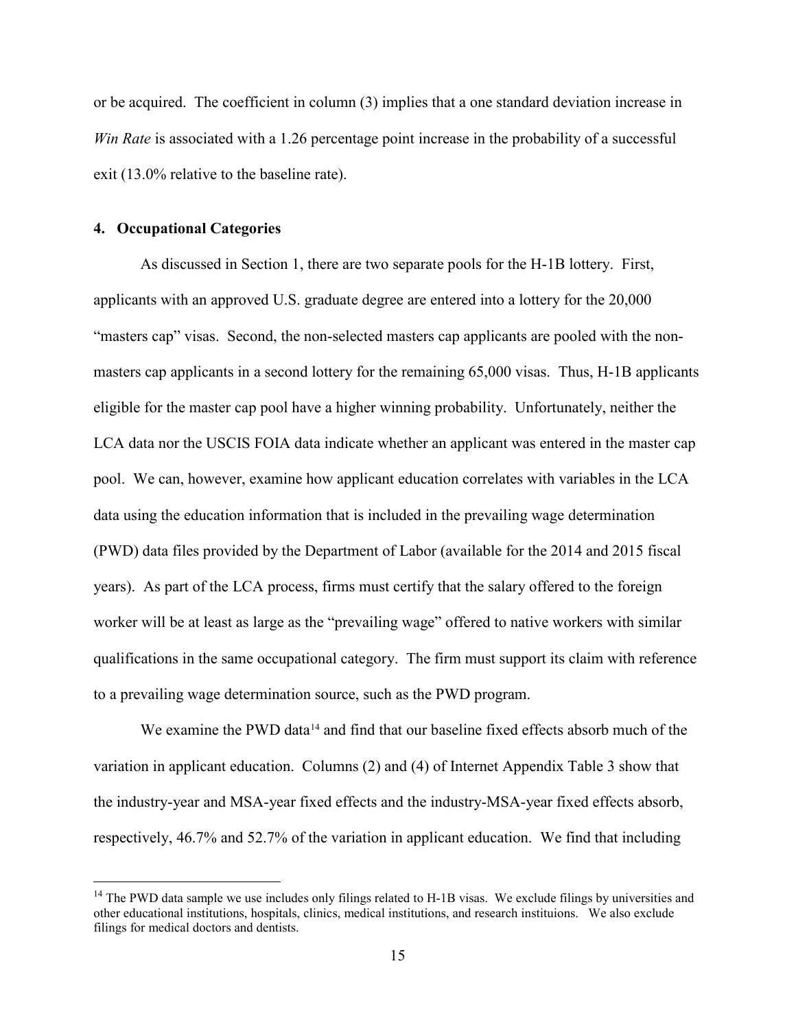or be acquired. The coefficient in column (3) implies that a one standard deviation increase in *Win Rate* is associated with a 1.26 percentage point increase in the probability of a successful exit (13.0% relative to the baseline rate).

### 4. Occupational Categories

As discussed in Section 1, there are two separate pools for the H-1B lottery. First, applicants with an approved U.S. graduate degree are entered into a lottery for the 20,000 "masters cap" visas. Second, the non-selected masters cap applicants are pooled with the non-masters cap applicants in a second lottery for the remaining 65,000 visas. Thus, H-1B applicants eligible for the master cap pool have a higher winning probability. Unfortunately, neither the LCA data nor the USCIS FOIA data indicate whether an applicant was entered in the master cap pool. We can, however, examine how applicant education correlates with variables in the LCA data using the education information that is included in the prevailing wage determination (PWD) data files provided by the Department of Labor (available for the 2014 and 2015 fiscal years). As part of the LCA process, firms must certify that the salary offered to the foreign worker will be at least as large as the "prevailing wage" offered to native workers with similar qualifications in the same occupational category. The firm must support its claim with reference to a prevailing wage determination source, such as the PWD program.

We examine the PWD data[14] and find that our baseline fixed effects absorb much of the variation in applicant education. Columns (2) and (4) of Internet Appendix Table 3 show that the industry-year and MSA-year fixed effects and the industry-MSA-year fixed effects absorb, respectively, 46.7% and 52.7% of the variation in applicant education. We find that including

[14] The PWD data sample we use includes only filings related to H-1B visas. We exclude filings by universities and other educational institutions, hospitals, clinics, medical institutions, and research instituions. We also exclude filings for medical doctors and dentists.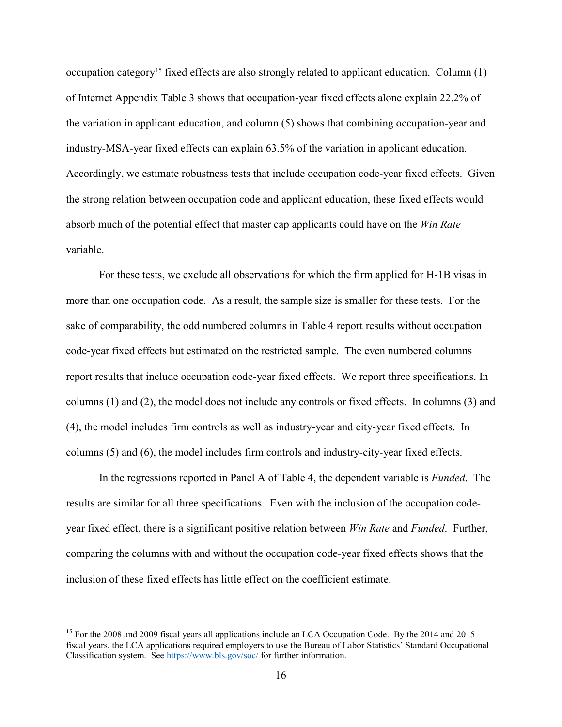occupation category[15] fixed effects are also strongly related to applicant education. Column (1) of Internet Appendix Table 3 shows that occupation-year fixed effects alone explain 22.2% of the variation in applicant education, and column (5) shows that combining occupation-year and industry-MSA-year fixed effects can explain 63.5% of the variation in applicant education. Accordingly, we estimate robustness tests that include occupation code-year fixed effects. Given the strong relation between occupation code and applicant education, these fixed effects would absorb much of the potential effect that master cap applicants could have on the *Win Rate* variable.

For these tests, we exclude all observations for which the firm applied for H-1B visas in more than one occupation code. As a result, the sample size is smaller for these tests. For the sake of comparability, the odd numbered columns in Table 4 report results without occupation code-year fixed effects but estimated on the restricted sample. The even numbered columns report results that include occupation code-year fixed effects. We report three specifications. In columns (1) and (2), the model does not include any controls or fixed effects. In columns (3) and (4), the model includes firm controls as well as industry-year and city-year fixed effects. In columns (5) and (6), the model includes firm controls and industry-city-year fixed effects.

In the regressions reported in Panel A of Table 4, the dependent variable is *Funded*. The results are similar for all three specifications. Even with the inclusion of the occupation code-year fixed effect, there is a significant positive relation between *Win Rate* and *Funded*. Further, comparing the columns with and without the occupation code-year fixed effects shows that the inclusion of these fixed effects has little effect on the coefficient estimate.

[15] For the 2008 and 2009 fiscal years all applications include an LCA Occupation Code. By the 2014 and 2015 fiscal years, the LCA applications required employers to use the Bureau of Labor Statistics' Standard Occupational Classification system. See https://www.bls.gov/soc/ for further information.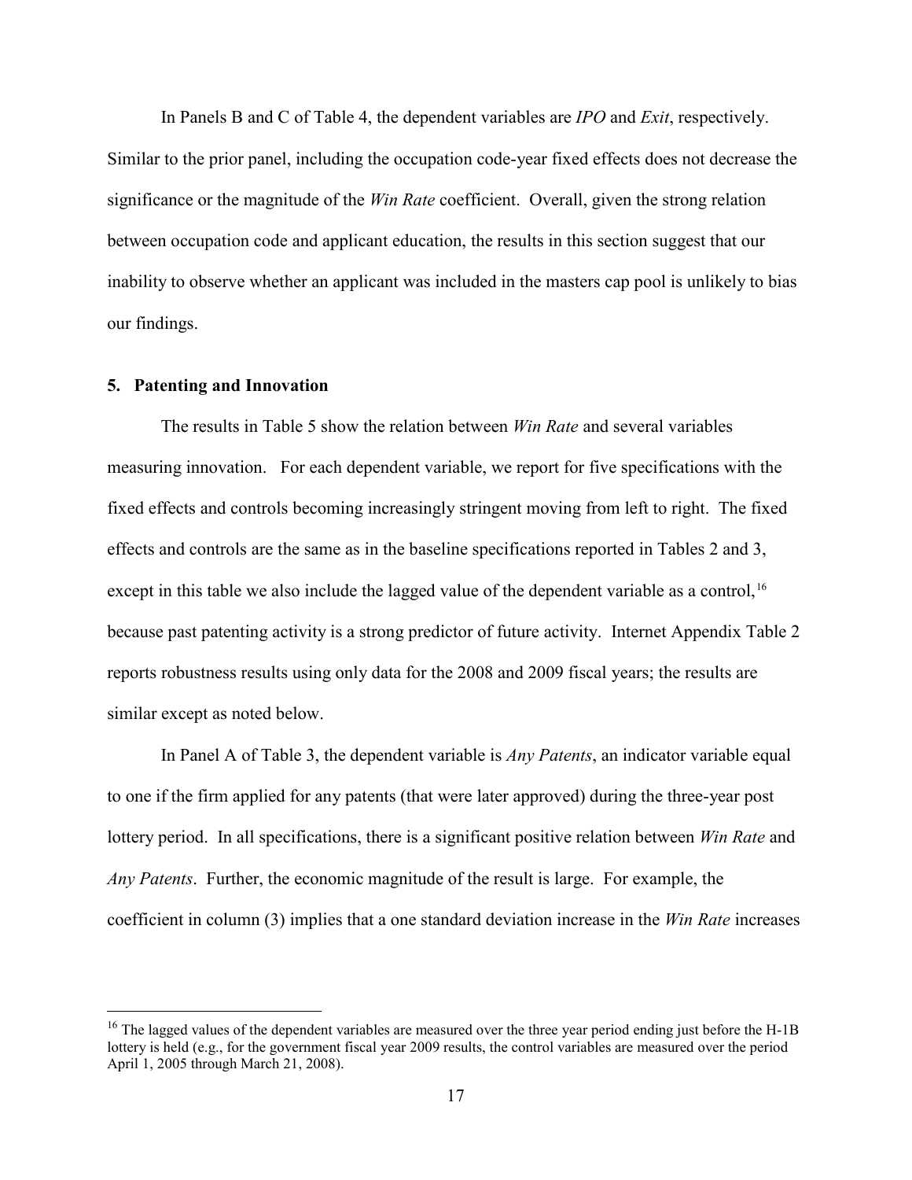In Panels B and C of Table 4, the dependent variables are *IPO* and *Exit*, respectively. Similar to the prior panel, including the occupation code-year fixed effects does not decrease the significance or the magnitude of the *Win Rate* coefficient. Overall, given the strong relation between occupation code and applicant education, the results in this section suggest that our inability to observe whether an applicant was included in the masters cap pool is unlikely to bias our findings.

## 5. Patenting and Innovation

The results in Table 5 show the relation between *Win Rate* and several variables measuring innovation. For each dependent variable, we report for five specifications with the fixed effects and controls becoming increasingly stringent moving from left to right. The fixed effects and controls are the same as in the baseline specifications reported in Tables 2 and 3, except in this table we also include the lagged value of the dependent variable as a control,[16] because past patenting activity is a strong predictor of future activity. Internet Appendix Table 2 reports robustness results using only data for the 2008 and 2009 fiscal years; the results are similar except as noted below.

In Panel A of Table 3, the dependent variable is *Any Patents*, an indicator variable equal to one if the firm applied for any patents (that were later approved) during the three-year post lottery period. In all specifications, there is a significant positive relation between *Win Rate* and *Any Patents*. Further, the economic magnitude of the result is large. For example, the coefficient in column (3) implies that a one standard deviation increase in the *Win Rate* increases

[16] The lagged values of the dependent variables are measured over the three year period ending just before the H-1B lottery is held (e.g., for the government fiscal year 2009 results, the control variables are measured over the period April 1, 2005 through March 21, 2008).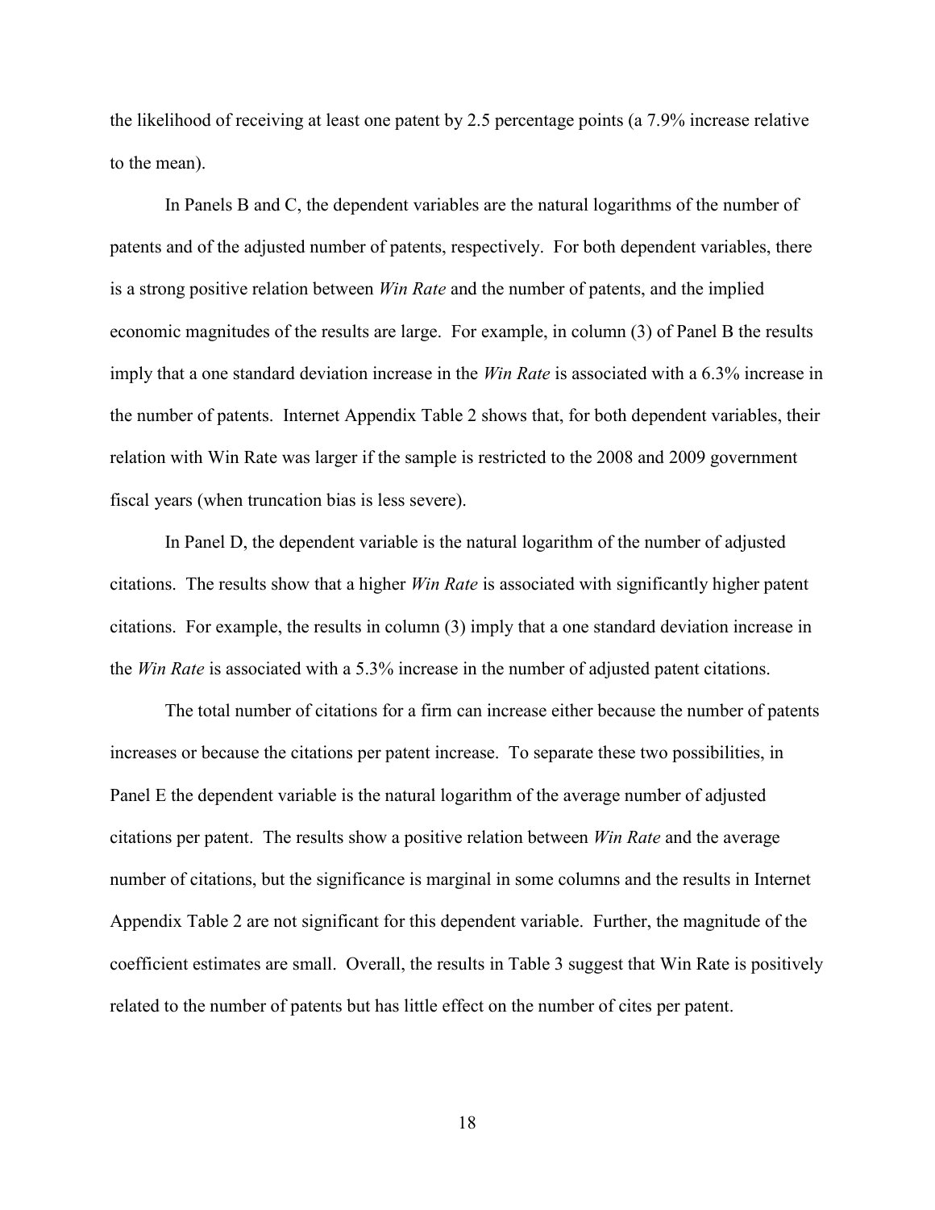the likelihood of receiving at least one patent by 2.5 percentage points (a 7.9% increase relative to the mean).

In Panels B and C, the dependent variables are the natural logarithms of the number of patents and of the adjusted number of patents, respectively. For both dependent variables, there is a strong positive relation between *Win Rate* and the number of patents, and the implied economic magnitudes of the results are large. For example, in column (3) of Panel B the results imply that a one standard deviation increase in the *Win Rate* is associated with a 6.3% increase in the number of patents. Internet Appendix Table 2 shows that, for both dependent variables, their relation with Win Rate was larger if the sample is restricted to the 2008 and 2009 government fiscal years (when truncation bias is less severe).

In Panel D, the dependent variable is the natural logarithm of the number of adjusted citations. The results show that a higher *Win Rate* is associated with significantly higher patent citations. For example, the results in column (3) imply that a one standard deviation increase in the *Win Rate* is associated with a 5.3% increase in the number of adjusted patent citations.

The total number of citations for a firm can increase either because the number of patents increases or because the citations per patent increase. To separate these two possibilities, in Panel E the dependent variable is the natural logarithm of the average number of adjusted citations per patent. The results show a positive relation between *Win Rate* and the average number of citations, but the significance is marginal in some columns and the results in Internet Appendix Table 2 are not significant for this dependent variable. Further, the magnitude of the coefficient estimates are small. Overall, the results in Table 3 suggest that Win Rate is positively related to the number of patents but has little effect on the number of cites per patent.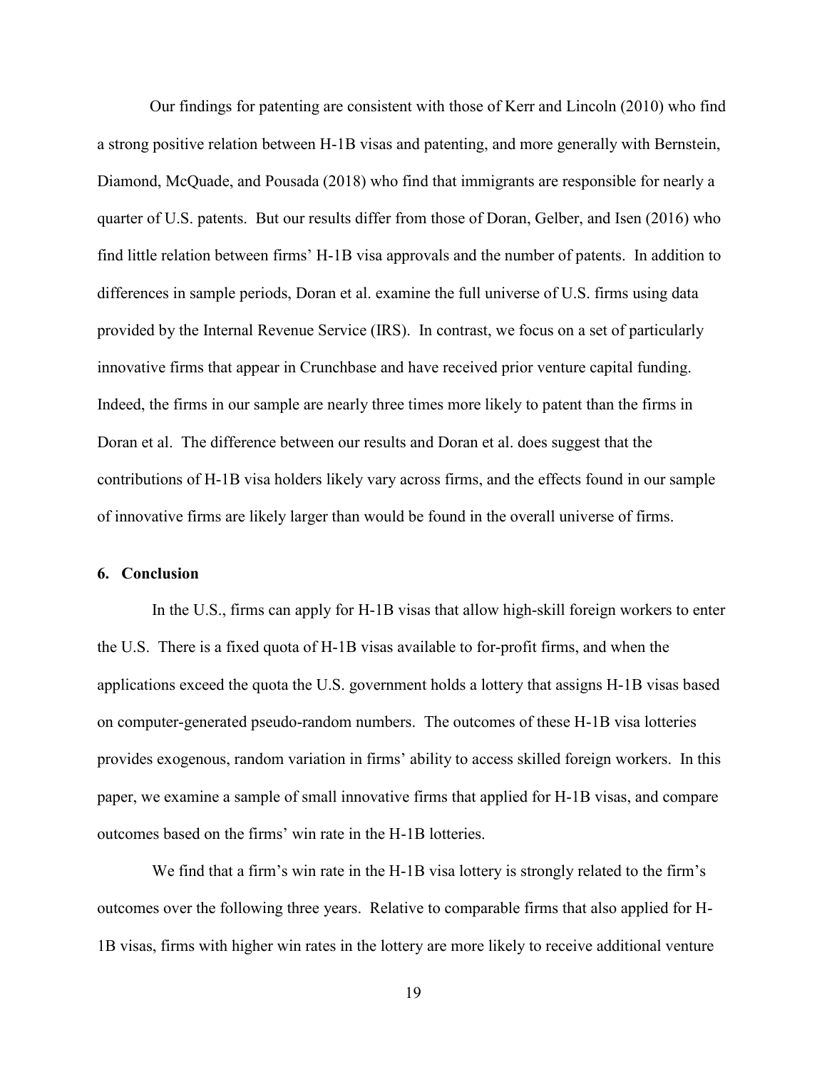Our findings for patenting are consistent with those of Kerr and Lincoln (2010) who find a strong positive relation between H-1B visas and patenting, and more generally with Bernstein, Diamond, McQuade, and Pousada (2018) who find that immigrants are responsible for nearly a quarter of U.S. patents. But our results differ from those of Doran, Gelber, and Isen (2016) who find little relation between firms' H-1B visa approvals and the number of patents. In addition to differences in sample periods, Doran et al. examine the full universe of U.S. firms using data provided by the Internal Revenue Service (IRS). In contrast, we focus on a set of particularly innovative firms that appear in Crunchbase and have received prior venture capital funding. Indeed, the firms in our sample are nearly three times more likely to patent than the firms in Doran et al. The difference between our results and Doran et al. does suggest that the contributions of H-1B visa holders likely vary across firms, and the effects found in our sample of innovative firms are likely larger than would be found in the overall universe of firms.

## 6. Conclusion

In the U.S., firms can apply for H-1B visas that allow high-skill foreign workers to enter the U.S. There is a fixed quota of H-1B visas available to for-profit firms, and when the applications exceed the quota the U.S. government holds a lottery that assigns H-1B visas based on computer-generated pseudo-random numbers. The outcomes of these H-1B visa lotteries provides exogenous, random variation in firms' ability to access skilled foreign workers. In this paper, we examine a sample of small innovative firms that applied for H-1B visas, and compare outcomes based on the firms' win rate in the H-1B lotteries.

We find that a firm's win rate in the H-1B visa lottery is strongly related to the firm's outcomes over the following three years. Relative to comparable firms that also applied for H-1B visas, firms with higher win rates in the lottery are more likely to receive additional venture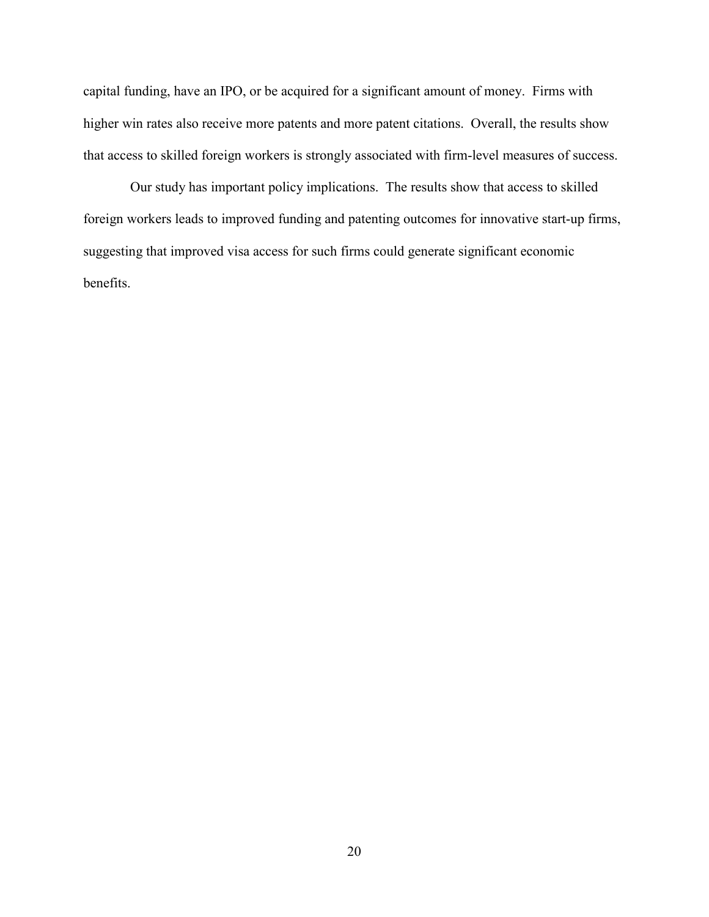capital funding, have an IPO, or be acquired for a significant amount of money. Firms with higher win rates also receive more patents and more patent citations. Overall, the results show that access to skilled foreign workers is strongly associated with firm-level measures of success.

Our study has important policy implications. The results show that access to skilled foreign workers leads to improved funding and patenting outcomes for innovative start-up firms, suggesting that improved visa access for such firms could generate significant economic benefits.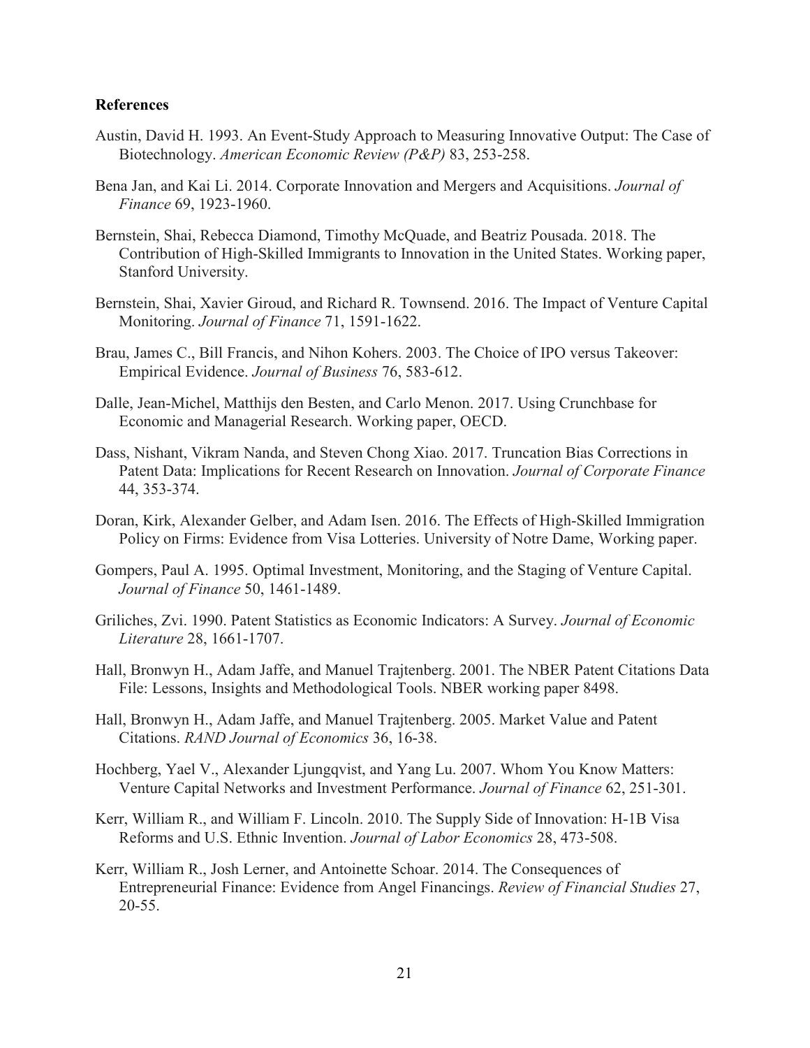**References**

Austin, David H. 1993. An Event-Study Approach to Measuring Innovative Output: The Case of Biotechnology. *American Economic Review (P&P)* 83, 253-258.

Bena Jan, and Kai Li. 2014. Corporate Innovation and Mergers and Acquisitions. *Journal of Finance* 69, 1923-1960.

Bernstein, Shai, Rebecca Diamond, Timothy McQuade, and Beatriz Pousada. 2018. The Contribution of High-Skilled Immigrants to Innovation in the United States. Working paper, Stanford University.

Bernstein, Shai, Xavier Giroud, and Richard R. Townsend. 2016. The Impact of Venture Capital Monitoring. *Journal of Finance* 71, 1591-1622.

Brau, James C., Bill Francis, and Nihon Kohers. 2003. The Choice of IPO versus Takeover: Empirical Evidence. *Journal of Business* 76, 583-612.

Dalle, Jean-Michel, Matthijs den Besten, and Carlo Menon. 2017. Using Crunchbase for Economic and Managerial Research. Working paper, OECD.

Dass, Nishant, Vikram Nanda, and Steven Chong Xiao. 2017. Truncation Bias Corrections in Patent Data: Implications for Recent Research on Innovation. *Journal of Corporate Finance* 44, 353-374.

Doran, Kirk, Alexander Gelber, and Adam Isen. 2016. The Effects of High-Skilled Immigration Policy on Firms: Evidence from Visa Lotteries. University of Notre Dame, Working paper.

Gompers, Paul A. 1995. Optimal Investment, Monitoring, and the Staging of Venture Capital. *Journal of Finance* 50, 1461-1489.

Griliches, Zvi. 1990. Patent Statistics as Economic Indicators: A Survey. *Journal of Economic Literature* 28, 1661-1707.

Hall, Bronwyn H., Adam Jaffe, and Manuel Trajtenberg. 2001. The NBER Patent Citations Data File: Lessons, Insights and Methodological Tools. NBER working paper 8498.

Hall, Bronwyn H., Adam Jaffe, and Manuel Trajtenberg. 2005. Market Value and Patent Citations. *RAND Journal of Economics* 36, 16-38.

Hochberg, Yael V., Alexander Ljungqvist, and Yang Lu. 2007. Whom You Know Matters: Venture Capital Networks and Investment Performance. *Journal of Finance* 62, 251-301.

Kerr, William R., and William F. Lincoln. 2010. The Supply Side of Innovation: H-1B Visa Reforms and U.S. Ethnic Invention. *Journal of Labor Economics* 28, 473-508.

Kerr, William R., Josh Lerner, and Antoinette Schoar. 2014. The Consequences of Entrepreneurial Finance: Evidence from Angel Financings. *Review of Financial Studies* 27, 20-55.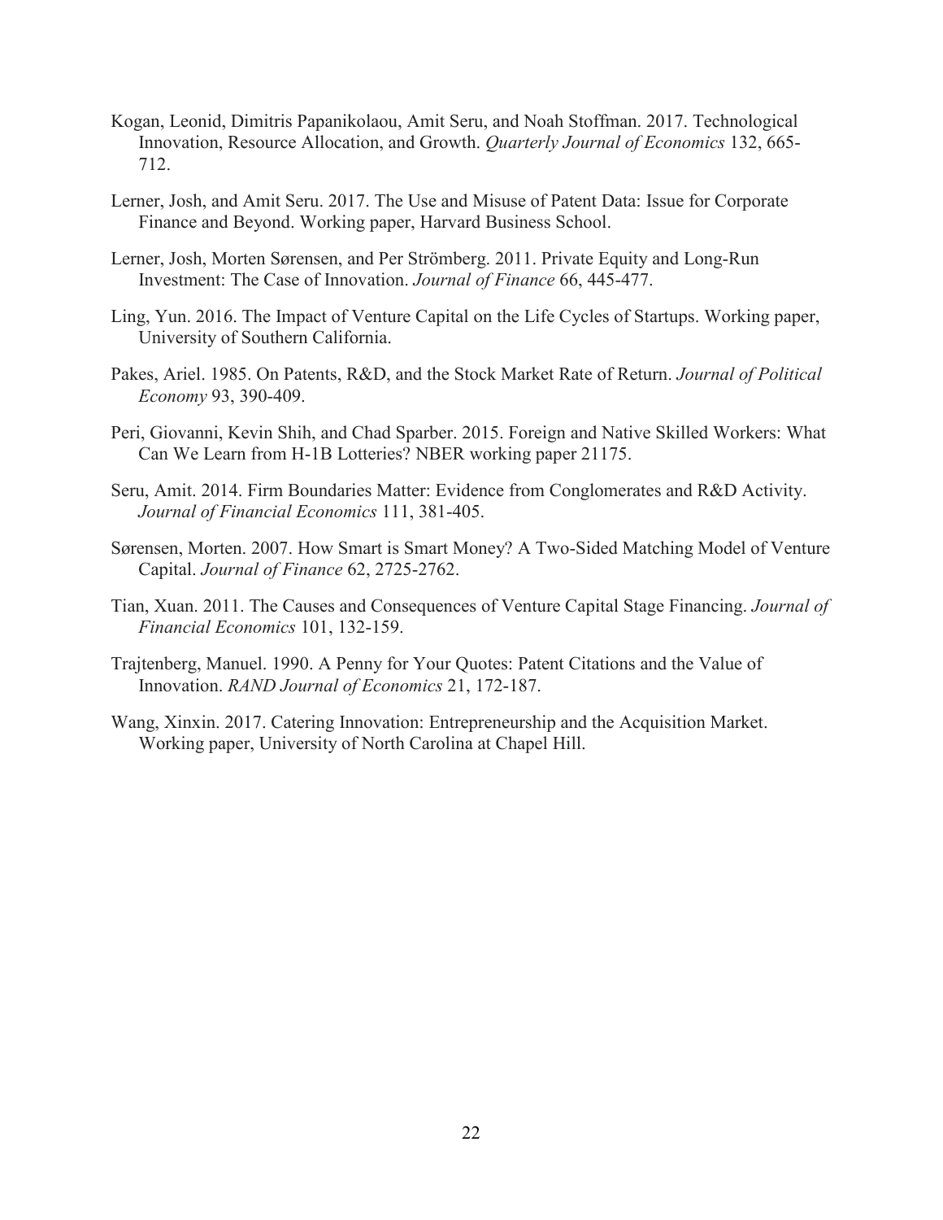Kogan, Leonid, Dimitris Papanikolaou, Amit Seru, and Noah Stoffman. 2017. Technological Innovation, Resource Allocation, and Growth. *Quarterly Journal of Economics* 132, 665-712.

Lerner, Josh, and Amit Seru. 2017. The Use and Misuse of Patent Data: Issue for Corporate Finance and Beyond. Working paper, Harvard Business School.

Lerner, Josh, Morten Sørensen, and Per Strömberg. 2011. Private Equity and Long-Run Investment: The Case of Innovation. *Journal of Finance* 66, 445-477.

Ling, Yun. 2016. The Impact of Venture Capital on the Life Cycles of Startups. Working paper, University of Southern California.

Pakes, Ariel. 1985. On Patents, R&D, and the Stock Market Rate of Return. *Journal of Political Economy* 93, 390-409.

Peri, Giovanni, Kevin Shih, and Chad Sparber. 2015. Foreign and Native Skilled Workers: What Can We Learn from H-1B Lotteries? NBER working paper 21175.

Seru, Amit. 2014. Firm Boundaries Matter: Evidence from Conglomerates and R&D Activity. *Journal of Financial Economics* 111, 381-405.

Sørensen, Morten. 2007. How Smart is Smart Money? A Two-Sided Matching Model of Venture Capital. *Journal of Finance* 62, 2725-2762.

Tian, Xuan. 2011. The Causes and Consequences of Venture Capital Stage Financing. *Journal of Financial Economics* 101, 132-159.

Trajtenberg, Manuel. 1990. A Penny for Your Quotes: Patent Citations and the Value of Innovation. *RAND Journal of Economics* 21, 172-187.

Wang, Xinxin. 2017. Catering Innovation: Entrepreneurship and the Acquisition Market. Working paper, University of North Carolina at Chapel Hill.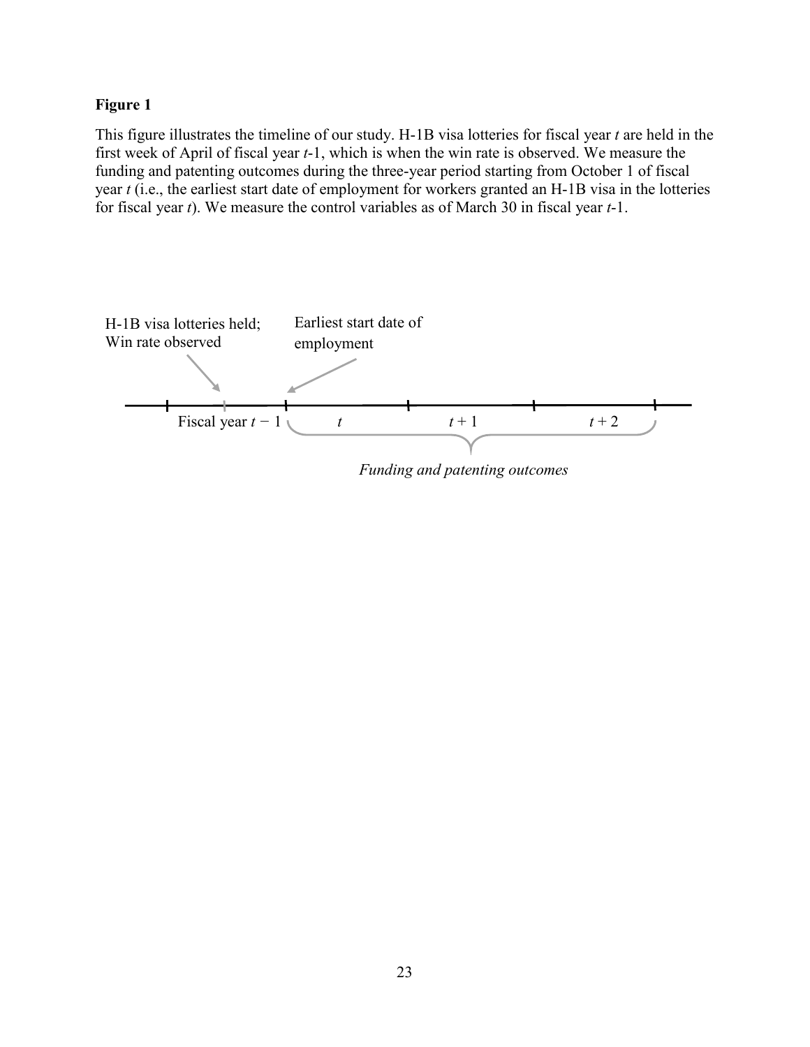**Figure 1**

This figure illustrates the timeline of our study. H-1B visa lotteries for fiscal year $t$ are held in the first week of April of fiscal year $t$-1, which is when the win rate is observed. We measure the funding and patenting outcomes during the three-year period starting from October 1 of fiscal year $t$ (i.e., the earliest start date of employment for workers granted an H-1B visa in the lotteries for fiscal year $t$). We measure the control variables as of March 30 in fiscal year $t$-1.

H-1B visa lotteries held; Win rate observed

Earliest start date of employment

Fiscal year $t - 1$ | $t$ | $t + 1$ | $t + 2$

*Funding and patenting outcomes*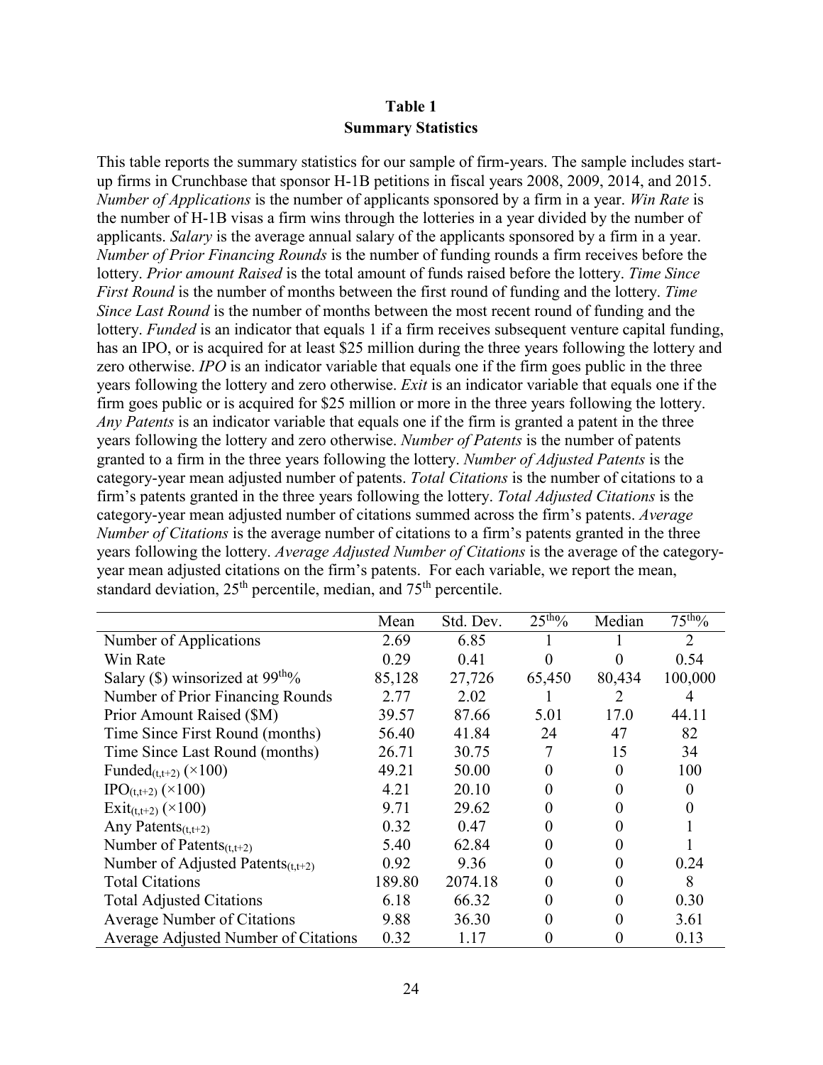**Table 1**
**Summary Statistics**

This table reports the summary statistics for our sample of firm-years. The sample includes start-up firms in Crunchbase that sponsor H-1B petitions in fiscal years 2008, 2009, 2014, and 2015. *Number of Applications* is the number of applicants sponsored by a firm in a year. *Win Rate* is the number of H-1B visas a firm wins through the lotteries in a year divided by the number of applicants. *Salary* is the average annual salary of the applicants sponsored by a firm in a year. *Number of Prior Financing Rounds* is the number of funding rounds a firm receives before the lottery. *Prior amount Raised* is the total amount of funds raised before the lottery. *Time Since First Round* is the number of months between the first round of funding and the lottery. *Time Since Last Round* is the number of months between the most recent round of funding and the lottery. *Funded* is an indicator that equals 1 if a firm receives subsequent venture capital funding, has an IPO, or is acquired for at least \$25 million during the three years following the lottery and zero otherwise. *IPO* is an indicator variable that equals one if the firm goes public in the three years following the lottery and zero otherwise. *Exit* is an indicator variable that equals one if the firm goes public or is acquired for \$25 million or more in the three years following the lottery. *Any Patents* is an indicator variable that equals one if the firm is granted a patent in the three years following the lottery and zero otherwise. *Number of Patents* is the number of patents granted to a firm in the three years following the lottery. *Number of Adjusted Patents* is the category-year mean adjusted number of patents. *Total Citations* is the number of citations to a firm's patents granted in the three years following the lottery. *Total Adjusted Citations* is the category-year mean adjusted number of citations summed across the firm's patents. *Average Number of Citations* is the average number of citations to a firm's patents granted in the three years following the lottery. *Average Adjusted Number of Citations* is the average of the category-year mean adjusted citations on the firm's patents. For each variable, we report the mean, standard deviation, 25th percentile, median, and 75th percentile.

| | Mean | Std. Dev. | $25^{th}$% | Median | $75^{th}$% |
|---|---|---|---|---|---|
| Number of Applications | 2.69 | 6.85 | 1 | 1 | 2 |
| Win Rate | 0.29 | 0.41 | 0 | 0 | 0.54 |
| Salary (\$) winsorized at $99^{th}$% | 85,128 | 27,726 | 65,450 | 80,434 | 100,000 |
| Number of Prior Financing Rounds | 2.77 | 2.02 | 1 | 2 | 4 |
| Prior Amount Raised (\$M) | 39.57 | 87.66 | 5.01 | 17.0 | 44.11 |
| Time Since First Round (months) | 56.40 | 41.84 | 24 | 47 | 82 |
| Time Since Last Round (months) | 26.71 | 30.75 | 7 | 15 | 34 |
| $\text{Funded}_{(t,t+2)}$ (×100) | 49.21 | 50.00 | 0 | 0 | 100 |
| $\text{IPO}_{(t,t+2)}$ (×100) | 4.21 | 20.10 | 0 | 0 | 0 |
| $\text{Exit}_{(t,t+2)}$ (×100) | 9.71 | 29.62 | 0 | 0 | 0 |
| Any $\text{Patents}_{(t,t+2)}$ | 0.32 | 0.47 | 0 | 0 | 1 |
| Number of $\text{Patents}_{(t,t+2)}$ | 5.40 | 62.84 | 0 | 0 | 1 |
| Number of Adjusted $\text{Patents}_{(t,t+2)}$ | 0.92 | 9.36 | 0 | 0 | 0.24 |
| Total Citations | 189.80 | 2074.18 | 0 | 0 | 8 |
| Total Adjusted Citations | 6.18 | 66.32 | 0 | 0 | 0.30 |
| Average Number of Citations | 9.88 | 36.30 | 0 | 0 | 3.61 |
| Average Adjusted Number of Citations | 0.32 | 1.17 | 0 | 0 | 0.13 |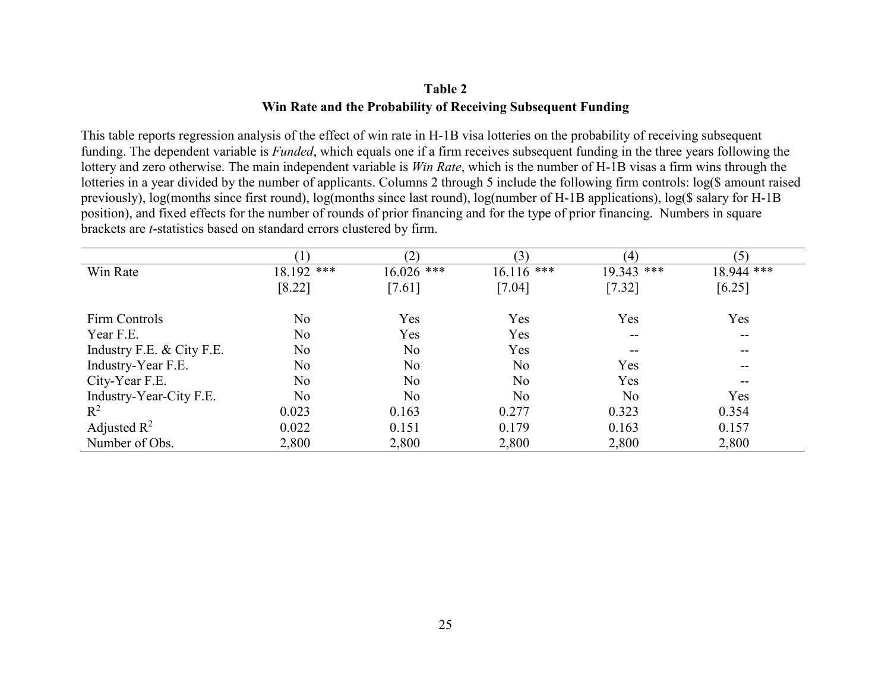**Table 2**
**Win Rate and the Probability of Receiving Subsequent Funding**

This table reports regression analysis of the effect of win rate in H-1B visa lotteries on the probability of receiving subsequent funding. The dependent variable is *Funded*, which equals one if a firm receives subsequent funding in the three years following the lottery and zero otherwise. The main independent variable is *Win Rate*, which is the number of H-1B visas a firm wins through the lotteries in a year divided by the number of applicants. Columns 2 through 5 include the following firm controls: log($ amount raised previously), log(months since first round), log(months since last round), log(number of H-1B applications), log($ salary for H-1B position), and fixed effects for the number of rounds of prior financing and for the type of prior financing. Numbers in square brackets are *t*-statistics based on standard errors clustered by firm.

| | (1) | (2) | (3) | (4) | (5) |
|---|---|---|---|---|---|
| Win Rate | 18.192 *** | 16.026 *** | 16.116 *** | 19.343 *** | 18.944 *** |
| | [8.22] | [7.61] | [7.04] | [7.32] | [6.25] |
| | | | | | |
| Firm Controls | No | Yes | Yes | Yes | Yes |
| Year F.E. | No | Yes | Yes | -- | -- |
| Industry F.E. & City F.E. | No | No | Yes | -- | -- |
| Industry-Year F.E. | No | No | No | Yes | -- |
| City-Year F.E. | No | No | No | Yes | -- |
| Industry-Year-City F.E. | No | No | No | No | Yes |
| $R^2$ | 0.023 | 0.163 | 0.277 | 0.323 | 0.354 |
| Adjusted $R^2$ | 0.022 | 0.151 | 0.179 | 0.163 | 0.157 |
| Number of Obs. | 2,800 | 2,800 | 2,800 | 2,800 | 2,800 |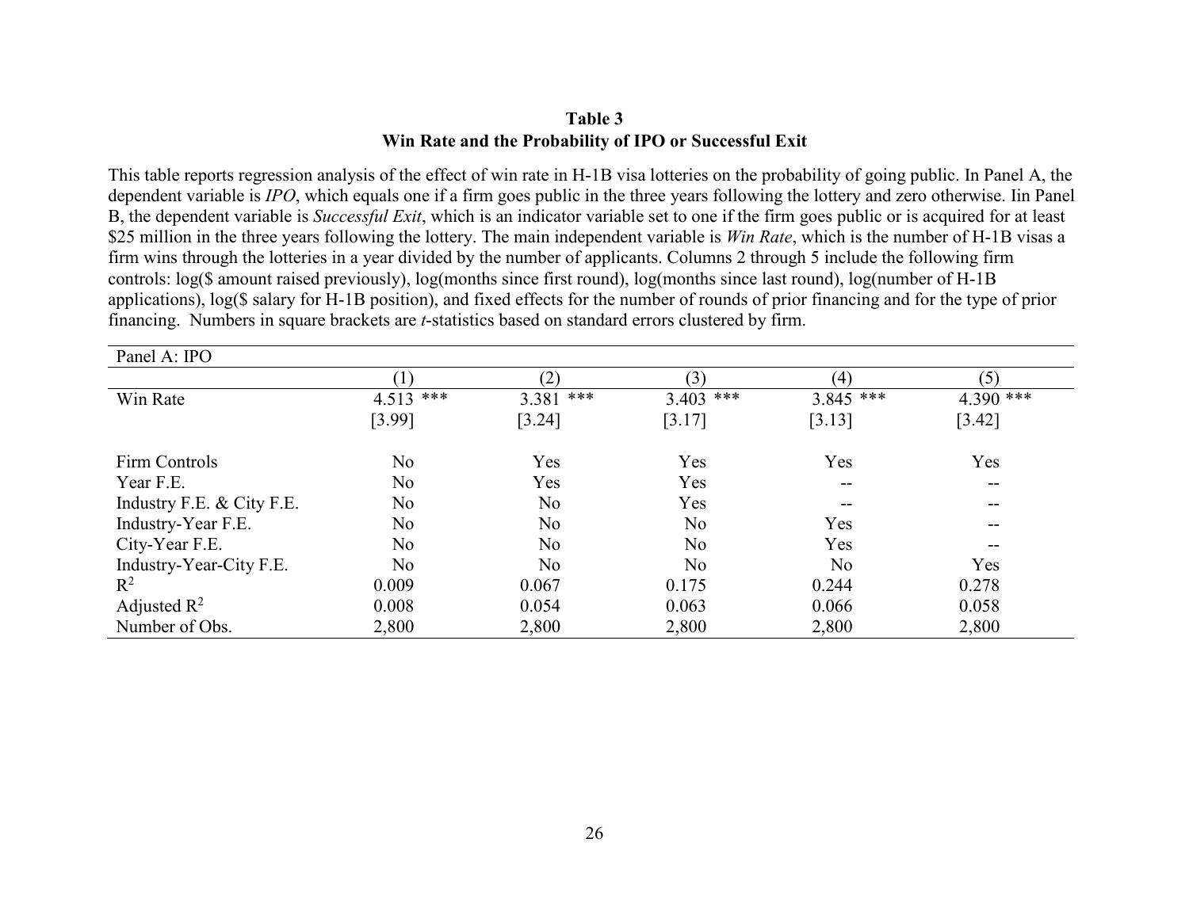**Table 3**
**Win Rate and the Probability of IPO or Successful Exit**

This table reports regression analysis of the effect of win rate in H-1B visa lotteries on the probability of going public. In Panel A, the dependent variable is *IPO*, which equals one if a firm goes public in the three years following the lottery and zero otherwise. Iin Panel B, the dependent variable is *Successful Exit*, which is an indicator variable set to one if the firm goes public or is acquired for at least $25 million in the three years following the lottery. The main independent variable is *Win Rate*, which is the number of H-1B visas a firm wins through the lotteries in a year divided by the number of applicants. Columns 2 through 5 include the following firm controls: log($ amount raised previously), log(months since first round), log(months since last round), log(number of H-1B applications), log($ salary for H-1B position), and fixed effects for the number of rounds of prior financing and for the type of prior financing. Numbers in square brackets are *t*-statistics based on standard errors clustered by firm.

| Panel A: IPO | | | | | |
|---|---|---|---|---|---|
| | (1) | (2) | (3) | (4) | (5) |
| Win Rate | 4.513 *** | 3.381 *** | 3.403 *** | 3.845 *** | 4.390 *** |
| | [3.99] | [3.24] | [3.17] | [3.13] | [3.42] |
| | | | | | |
| Firm Controls | No | Yes | Yes | Yes | Yes |
| Year F.E. | No | Yes | Yes | -- | -- |
| Industry F.E. & City F.E. | No | No | Yes | -- | -- |
| Industry-Year F.E. | No | No | No | Yes | -- |
| City-Year F.E. | No | No | No | Yes | -- |
| Industry-Year-City F.E. | No | No | No | No | Yes |
| $R^2$ | 0.009 | 0.067 | 0.175 | 0.244 | 0.278 |
| Adjusted $R^2$ | 0.008 | 0.054 | 0.063 | 0.066 | 0.058 |
| Number of Obs. | 2,800 | 2,800 | 2,800 | 2,800 | 2,800 |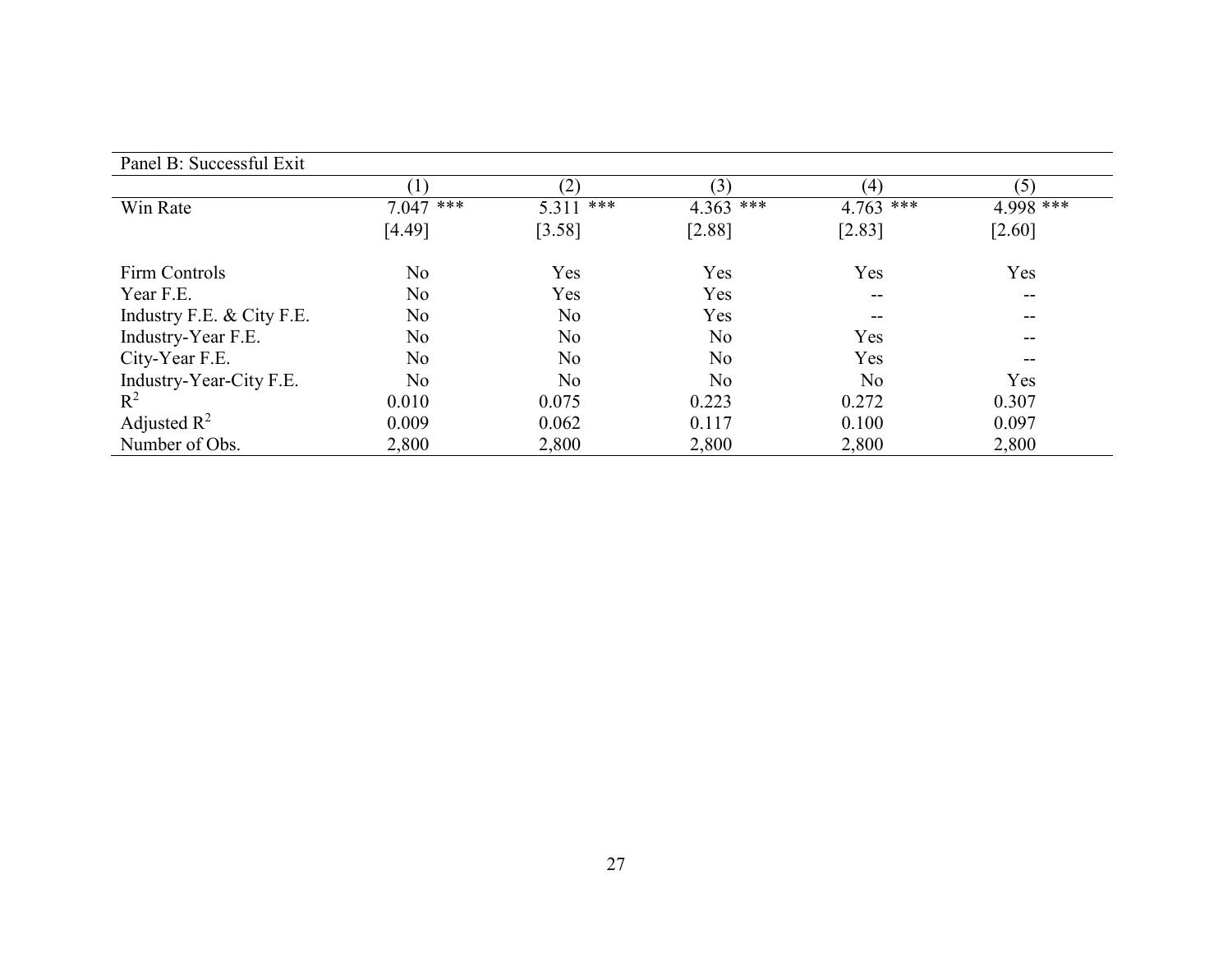Panel B: Successful Exit

| | (1) | (2) | (3) | (4) | (5) |
|---|---|---|---|---|---|
| Win Rate | 7.047 *** | 5.311 *** | 4.363 *** | 4.763 *** | 4.998 *** |
| | [4.49] | [3.58] | [2.88] | [2.83] | [2.60] |
| Firm Controls | No | Yes | Yes | Yes | Yes |
| Year F.E. | No | Yes | Yes | -- | -- |
| Industry F.E. & City F.E. | No | No | Yes | -- | -- |
| Industry-Year F.E. | No | No | No | Yes | -- |
| City-Year F.E. | No | No | No | Yes | -- |
| Industry-Year-City F.E. | No | No | No | No | Yes |
| $R^2$ | 0.010 | 0.075 | 0.223 | 0.272 | 0.307 |
| Adjusted $R^2$ | 0.009 | 0.062 | 0.117 | 0.100 | 0.097 |
| Number of Obs. | 2,800 | 2,800 | 2,800 | 2,800 | 2,800 |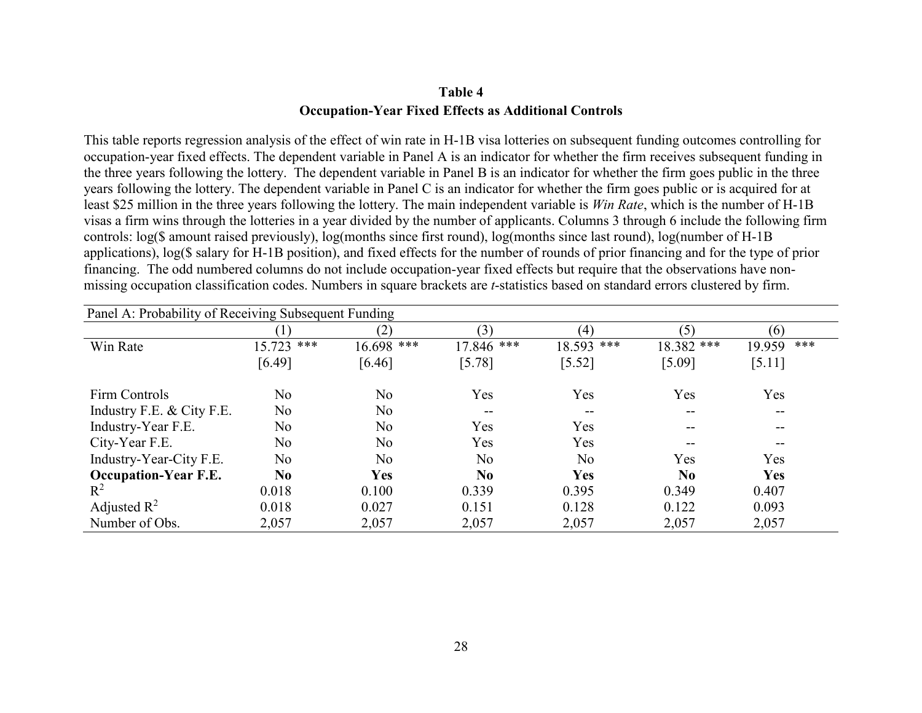**Table 4**

**Occupation-Year Fixed Effects as Additional Controls**

This table reports regression analysis of the effect of win rate in H-1B visa lotteries on subsequent funding outcomes controlling for occupation-year fixed effects. The dependent variable in Panel A is an indicator for whether the firm receives subsequent funding in the three years following the lottery. The dependent variable in Panel B is an indicator for whether the firm goes public in the three years following the lottery. The dependent variable in Panel C is an indicator for whether the firm goes public or is acquired for at least $25 million in the three years following the lottery. The main independent variable is *Win Rate*, which is the number of H-1B visas a firm wins through the lotteries in a year divided by the number of applicants. Columns 3 through 6 include the following firm controls: log($ amount raised previously), log(months since first round), log(months since last round), log(number of H-1B applications), log($ salary for H-1B position), and fixed effects for the number of rounds of prior financing and for the type of prior financing. The odd numbered columns do not include occupation-year fixed effects but require that the observations have non-missing occupation classification codes. Numbers in square brackets are *t*-statistics based on standard errors clustered by firm.

| Panel A: Probability of Receiving Subsequent Funding | | | | | | |
|---|---|---|---|---|---|---|
| | (1) | (2) | (3) | (4) | (5) | (6) |
| Win Rate | 15.723 *** | 16.698 *** | 17.846 *** | 18.593 *** | 18.382 *** | 19.959 *** |
| | [6.49] | [6.46] | [5.78] | [5.52] | [5.09] | [5.11] |
| Firm Controls | No | No | Yes | Yes | Yes | Yes |
| Industry F.E. & City F.E. | No | No | -- | -- | -- | -- |
| Industry-Year F.E. | No | No | Yes | Yes | -- | -- |
| City-Year F.E. | No | No | Yes | Yes | -- | -- |
| Industry-Year-City F.E. | No | No | No | No | Yes | Yes |
| **Occupation-Year F.E.** | **No** | **Yes** | **No** | **Yes** | **No** | **Yes** |
| $R^2$ | 0.018 | 0.100 | 0.339 | 0.395 | 0.349 | 0.407 |
| Adjusted $R^2$ | 0.018 | 0.027 | 0.151 | 0.128 | 0.122 | 0.093 |
| Number of Obs. | 2,057 | 2,057 | 2,057 | 2,057 | 2,057 | 2,057 |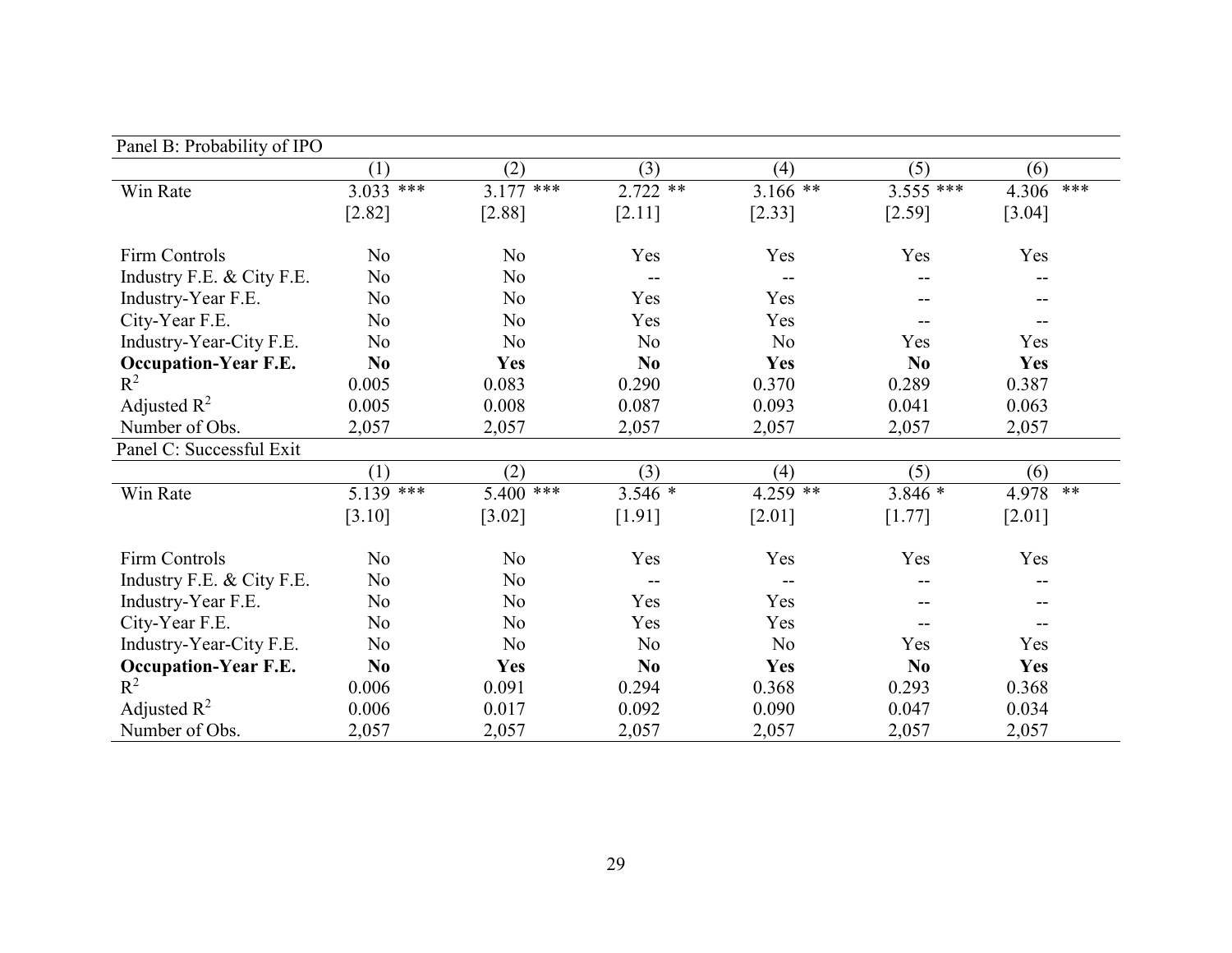Panel B: Probability of IPO

| | (1) | (2) | (3) | (4) | (5) | (6) |
|---|---|---|---|---|---|---|
| Win Rate | 3.033 *** | 3.177 *** | 2.722 ** | 3.166 ** | 3.555 *** | 4.306 *** |
| | [2.82] | [2.88] | [2.11] | [2.33] | [2.59] | [3.04] |
| Firm Controls | No | No | Yes | Yes | Yes | Yes |
| Industry F.E. & City F.E. | No | No | -- | -- | -- | -- |
| Industry-Year F.E. | No | No | Yes | Yes | -- | -- |
| City-Year F.E. | No | No | Yes | Yes | -- | -- |
| Industry-Year-City F.E. | No | No | No | No | Yes | Yes |
| **Occupation-Year F.E.** | **No** | **Yes** | **No** | **Yes** | **No** | **Yes** |
| $R^2$ | 0.005 | 0.083 | 0.290 | 0.370 | 0.289 | 0.387 |
| Adjusted $R^2$ | 0.005 | 0.008 | 0.087 | 0.093 | 0.041 | 0.063 |
| Number of Obs. | 2,057 | 2,057 | 2,057 | 2,057 | 2,057 | 2,057 |

Panel C: Successful Exit

| | (1) | (2) | (3) | (4) | (5) | (6) |
|---|---|---|---|---|---|---|
| Win Rate | 5.139 *** | 5.400 *** | 3.546 * | 4.259 ** | 3.846 * | 4.978 ** |
| | [3.10] | [3.02] | [1.91] | [2.01] | [1.77] | [2.01] |
| Firm Controls | No | No | Yes | Yes | Yes | Yes |
| Industry F.E. & City F.E. | No | No | -- | -- | -- | -- |
| Industry-Year F.E. | No | No | Yes | Yes | -- | -- |
| City-Year F.E. | No | No | Yes | Yes | -- | -- |
| Industry-Year-City F.E. | No | No | No | No | Yes | Yes |
| **Occupation-Year F.E.** | **No** | **Yes** | **No** | **Yes** | **No** | **Yes** |
| $R^2$ | 0.006 | 0.091 | 0.294 | 0.368 | 0.293 | 0.368 |
| Adjusted $R^2$ | 0.006 | 0.017 | 0.092 | 0.090 | 0.047 | 0.034 |
| Number of Obs. | 2,057 | 2,057 | 2,057 | 2,057 | 2,057 | 2,057 |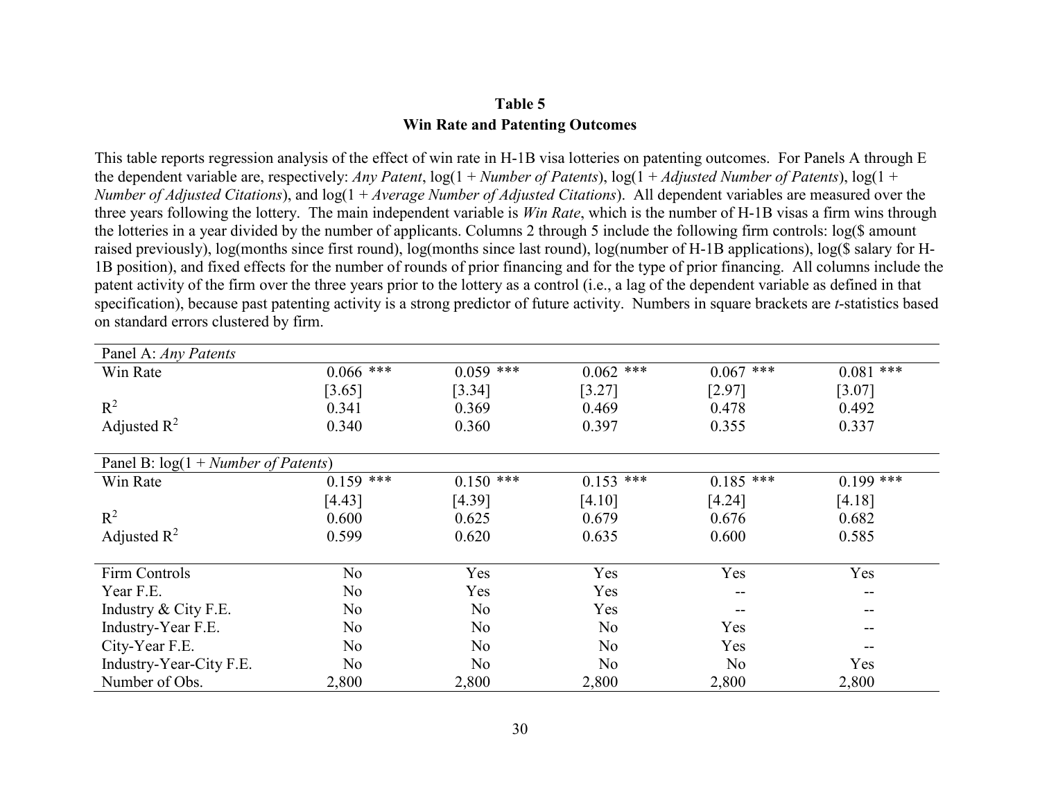**Table 5**
**Win Rate and Patenting Outcomes**

This table reports regression analysis of the effect of win rate in H-1B visa lotteries on patenting outcomes. For Panels A through E the dependent variable are, respectively: *Any Patent*, log(1 + *Number of Patents*), log(1 + *Adjusted Number of Patents*), log(1 + *Number of Adjusted Citations*), and log(1 + *Average Number of Adjusted Citations*). All dependent variables are measured over the three years following the lottery. The main independent variable is *Win Rate*, which is the number of H-1B visas a firm wins through the lotteries in a year divided by the number of applicants. Columns 2 through 5 include the following firm controls: log($ amount raised previously), log(months since first round), log(months since last round), log(number of H-1B applications), log($ salary for H-1B position), and fixed effects for the number of rounds of prior financing and for the type of prior financing. All columns include the patent activity of the firm over the three years prior to the lottery as a control (i.e., a lag of the dependent variable as defined in that specification), because past patenting activity is a strong predictor of future activity. Numbers in square brackets are *t*-statistics based on standard errors clustered by firm.

| | | | | | |
|---|---|---|---|---|---|
| Panel A: *Any Patents* | | | | | |
| Win Rate | 0.066 *** | 0.059 *** | 0.062 *** | 0.067 *** | 0.081 *** |
| | [3.65] | [3.34] | [3.27] | [2.97] | [3.07] |
| $R^2$ | 0.341 | 0.369 | 0.469 | 0.478 | 0.492 |
| Adjusted $R^2$ | 0.340 | 0.360 | 0.397 | 0.355 | 0.337 |
| Panel B: log(1 + *Number of Patents*) | | | | | |
| Win Rate | 0.159 *** | 0.150 *** | 0.153 *** | 0.185 *** | 0.199 *** |
| | [4.43] | [4.39] | [4.10] | [4.24] | [4.18] |
| $R^2$ | 0.600 | 0.625 | 0.679 | 0.676 | 0.682 |
| Adjusted $R^2$ | 0.599 | 0.620 | 0.635 | 0.600 | 0.585 |
| Firm Controls | No | Yes | Yes | Yes | Yes |
| Year F.E. | No | Yes | Yes | -- | -- |
| Industry & City F.E. | No | No | Yes | -- | -- |
| Industry-Year F.E. | No | No | No | Yes | -- |
| City-Year F.E. | No | No | No | Yes | -- |
| Industry-Year-City F.E. | No | No | No | No | Yes |
| Number of Obs. | 2,800 | 2,800 | 2,800 | 2,800 | 2,800 |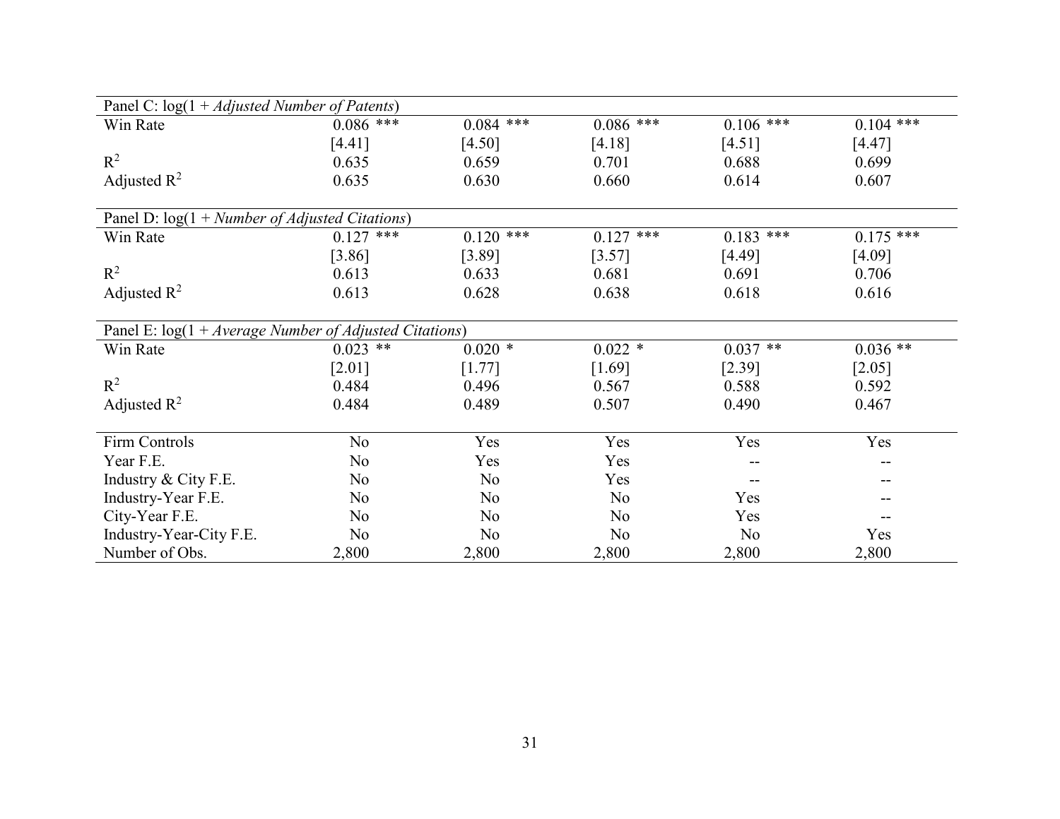| | (1) | (2) | (3) | (4) | (5) |
|---|---|---|---|---|---|
| Panel C: log(1 + *Adjusted Number of Patents*) | | | | | |
| Win Rate | 0.086 *** | 0.084 *** | 0.086 *** | 0.106 *** | 0.104 *** |
| | [4.41] | [4.50] | [4.18] | [4.51] | [4.47] |
| $R^2$ | 0.635 | 0.659 | 0.701 | 0.688 | 0.699 |
| Adjusted $R^2$ | 0.635 | 0.630 | 0.660 | 0.614 | 0.607 |
| Panel D: log(1 + *Number of Adjusted Citations*) | | | | | |
| Win Rate | 0.127 *** | 0.120 *** | 0.127 *** | 0.183 *** | 0.175 *** |
| | [3.86] | [3.89] | [3.57] | [4.49] | [4.09] |
| $R^2$ | 0.613 | 0.633 | 0.681 | 0.691 | 0.706 |
| Adjusted $R^2$ | 0.613 | 0.628 | 0.638 | 0.618 | 0.616 |
| Panel E: log(1 + *Average Number of Adjusted Citations*) | | | | | |
| Win Rate | 0.023 ** | 0.020 * | 0.022 * | 0.037 ** | 0.036 ** |
| | [2.01] | [1.77] | [1.69] | [2.39] | [2.05] |
| $R^2$ | 0.484 | 0.496 | 0.567 | 0.588 | 0.592 |
| Adjusted $R^2$ | 0.484 | 0.489 | 0.507 | 0.490 | 0.467 |
| Firm Controls | No | Yes | Yes | Yes | Yes |
| Year F.E. | No | Yes | Yes | -- | -- |
| Industry & City F.E. | No | No | Yes | -- | -- |
| Industry-Year F.E. | No | No | No | Yes | -- |
| City-Year F.E. | No | No | No | Yes | -- |
| Industry-Year-City F.E. | No | No | No | No | Yes |
| Number of Obs. | 2,800 | 2,800 | 2,800 | 2,800 | 2,800 |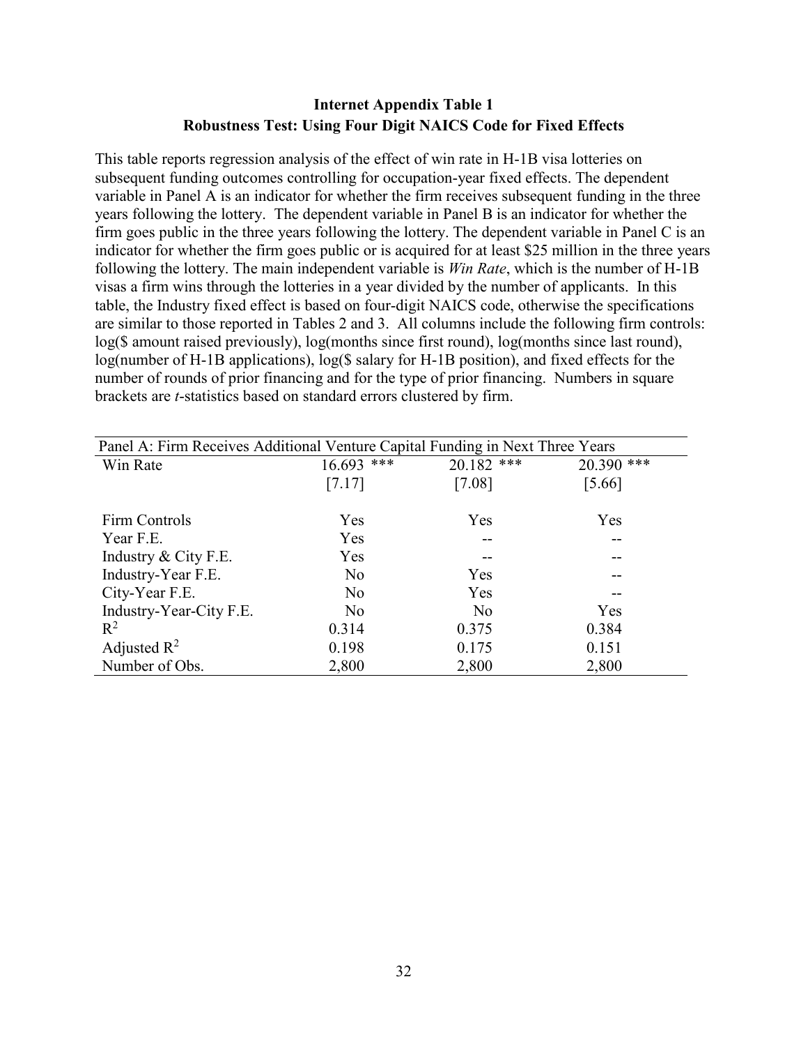**Internet Appendix Table 1**
**Robustness Test: Using Four Digit NAICS Code for Fixed Effects**

This table reports regression analysis of the effect of win rate in H-1B visa lotteries on subsequent funding outcomes controlling for occupation-year fixed effects. The dependent variable in Panel A is an indicator for whether the firm receives subsequent funding in the three years following the lottery. The dependent variable in Panel B is an indicator for whether the firm goes public in the three years following the lottery. The dependent variable in Panel C is an indicator for whether the firm goes public or is acquired for at least $25 million in the three years following the lottery. The main independent variable is *Win Rate*, which is the number of H-1B visas a firm wins through the lotteries in a year divided by the number of applicants. In this table, the Industry fixed effect is based on four-digit NAICS code, otherwise the specifications are similar to those reported in Tables 2 and 3. All columns include the following firm controls: log($ amount raised previously), log(months since first round), log(months since last round), log(number of H-1B applications), log($ salary for H-1B position), and fixed effects for the number of rounds of prior financing and for the type of prior financing. Numbers in square brackets are *t*-statistics based on standard errors clustered by firm.

| Panel A: Firm Receives Additional Venture Capital Funding in Next Three Years | | | |
|---|---|---|---|
| Win Rate | 16.693 *** | 20.182 *** | 20.390 *** |
| | [7.17] | [7.08] | [5.66] |
| | | | |
| Firm Controls | Yes | Yes | Yes |
| Year F.E. | Yes | -- | -- |
| Industry & City F.E. | Yes | -- | -- |
| Industry-Year F.E. | No | Yes | -- |
| City-Year F.E. | No | Yes | -- |
| Industry-Year-City F.E. | No | No | Yes |
| $R^2$ | 0.314 | 0.375 | 0.384 |
| Adjusted $R^2$ | 0.198 | 0.175 | 0.151 |
| Number of Obs. | 2,800 | 2,800 | 2,800 |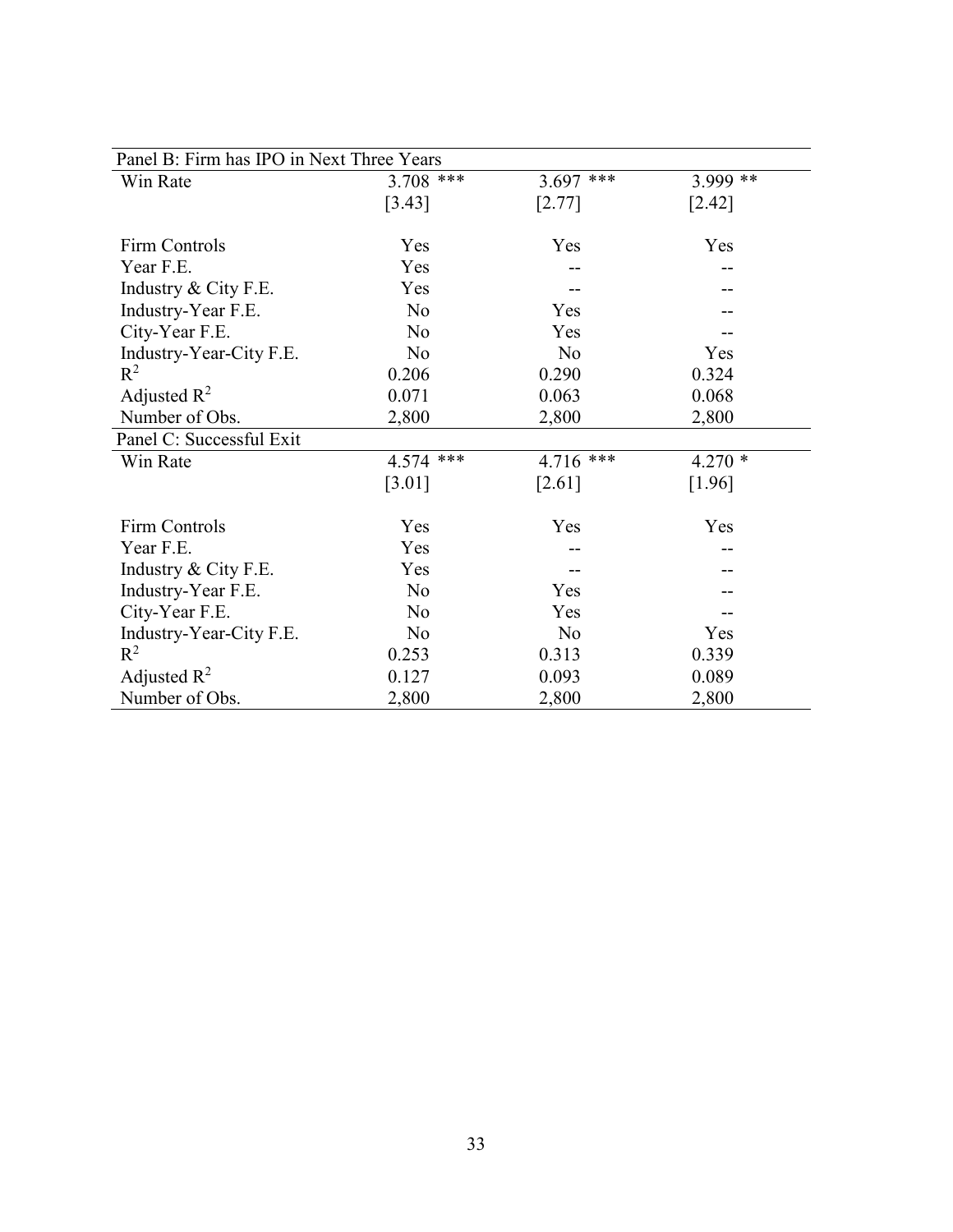| Panel B: Firm has IPO in Next Three Years | | | |
|---|---|---|---|
| Win Rate | 3.708 *** | 3.697 *** | 3.999 ** |
| | [3.43] | [2.77] | [2.42] |
| | | | |
| Firm Controls | Yes | Yes | Yes |
| Year F.E. | Yes | -- | -- |
| Industry & City F.E. | Yes | -- | -- |
| Industry-Year F.E. | No | Yes | -- |
| City-Year F.E. | No | Yes | -- |
| Industry-Year-City F.E. | No | No | Yes |
| $R^2$ | 0.206 | 0.290 | 0.324 |
| Adjusted $R^2$ | 0.071 | 0.063 | 0.068 |
| Number of Obs. | 2,800 | 2,800 | 2,800 |

| Panel C: Successful Exit | | | |
|---|---|---|---|
| Win Rate | 4.574 *** | 4.716 *** | 4.270 * |
| | [3.01] | [2.61] | [1.96] |
| | | | |
| Firm Controls | Yes | Yes | Yes |
| Year F.E. | Yes | -- | -- |
| Industry & City F.E. | Yes | -- | -- |
| Industry-Year F.E. | No | Yes | -- |
| City-Year F.E. | No | Yes | -- |
| Industry-Year-City F.E. | No | No | Yes |
| $R^2$ | 0.253 | 0.313 | 0.339 |
| Adjusted $R^2$ | 0.127 | 0.093 | 0.089 |
| Number of Obs. | 2,800 | 2,800 | 2,800 |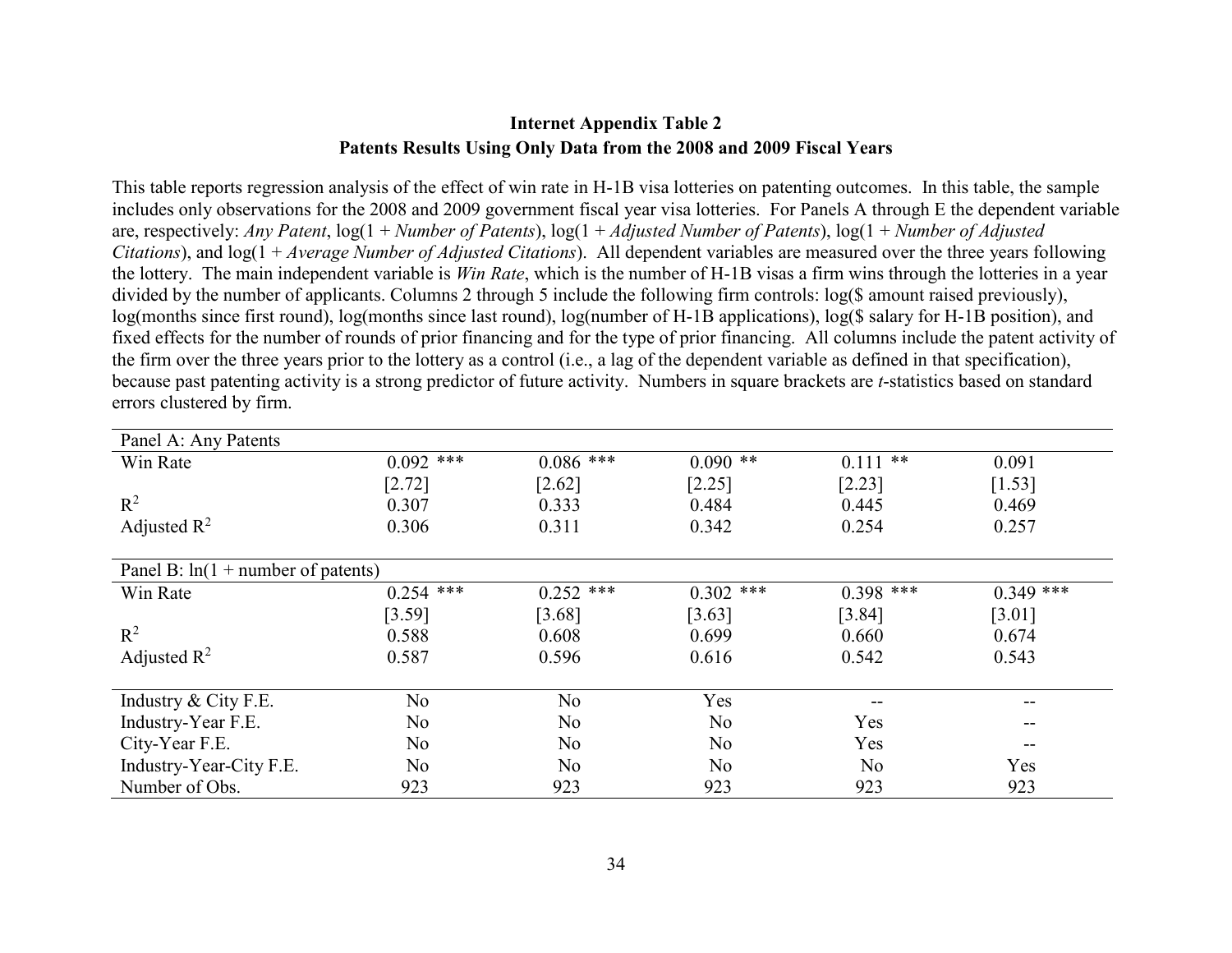**Internet Appendix Table 2**
**Patents Results Using Only Data from the 2008 and 2009 Fiscal Years**

This table reports regression analysis of the effect of win rate in H-1B visa lotteries on patenting outcomes. In this table, the sample includes only observations for the 2008 and 2009 government fiscal year visa lotteries. For Panels A through E the dependent variable are, respectively: *Any Patent*, log(1 + *Number of Patents*), log(1 + *Adjusted Number of Patents*), log(1 + *Number of Adjusted Citations*), and log(1 + *Average Number of Adjusted Citations*). All dependent variables are measured over the three years following the lottery. The main independent variable is *Win Rate*, which is the number of H-1B visas a firm wins through the lotteries in a year divided by the number of applicants. Columns 2 through 5 include the following firm controls: log($ amount raised previously), log(months since first round), log(months since last round), log(number of H-1B applications), log($ salary for H-1B position), and fixed effects for the number of rounds of prior financing and for the type of prior financing. All columns include the patent activity of the firm over the three years prior to the lottery as a control (i.e., a lag of the dependent variable as defined in that specification), because past patenting activity is a strong predictor of future activity. Numbers in square brackets are *t*-statistics based on standard errors clustered by firm.

| | | | | | |
|---|---|---|---|---|---|
| **Panel A: Any Patents** | | | | | |
| Win Rate | 0.092 *** | 0.086 *** | 0.090 ** | 0.111 ** | 0.091 |
| | [2.72] | [2.62] | [2.25] | [2.23] | [1.53] |
| $R^2$ | 0.307 | 0.333 | 0.484 | 0.445 | 0.469 |
| Adjusted $R^2$ | 0.306 | 0.311 | 0.342 | 0.254 | 0.257 |
| **Panel B: ln(1 + number of patents)** | | | | | |
| Win Rate | 0.254 *** | 0.252 *** | 0.302 *** | 0.398 *** | 0.349 *** |
| | [3.59] | [3.68] | [3.63] | [3.84] | [3.01] |
| $R^2$ | 0.588 | 0.608 | 0.699 | 0.660 | 0.674 |
| Adjusted $R^2$ | 0.587 | 0.596 | 0.616 | 0.542 | 0.543 |
| Industry & City F.E. | No | No | Yes | -- | -- |
| Industry-Year F.E. | No | No | No | Yes | -- |
| City-Year F.E. | No | No | No | Yes | -- |
| Industry-Year-City F.E. | No | No | No | No | Yes |
| Number of Obs. | 923 | 923 | 923 | 923 | 923 |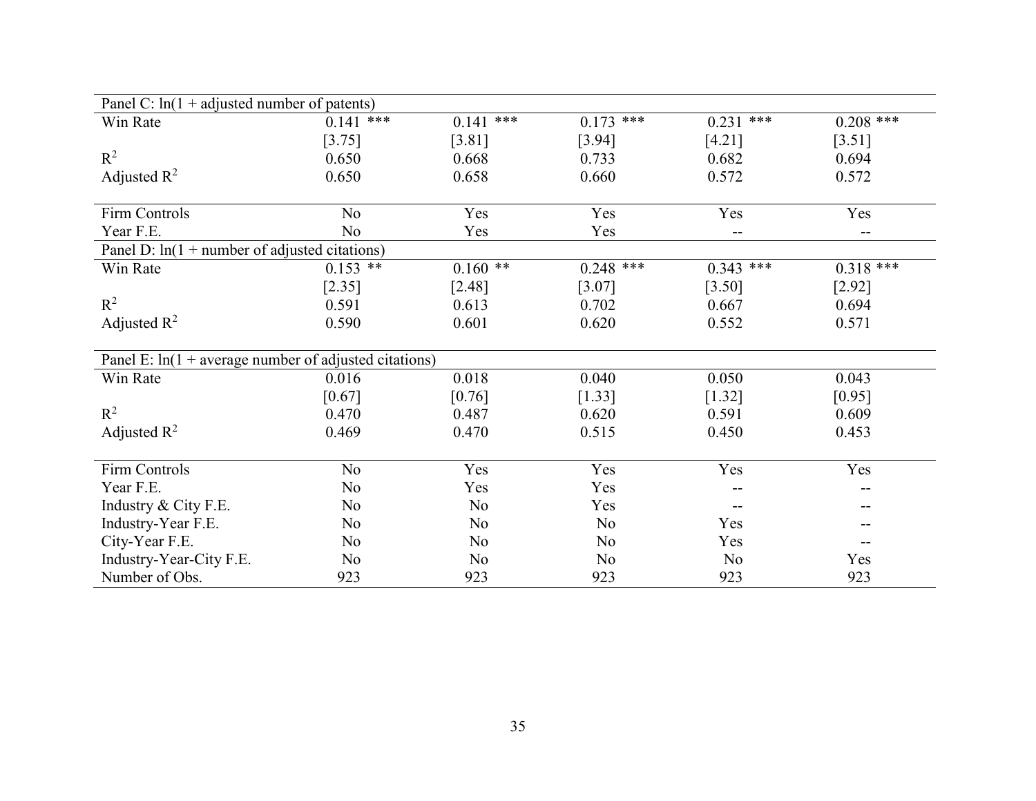| Panel C: ln(1 + adjusted number of patents) | | | | | |
|---|---|---|---|---|---|
| Win Rate | 0.141 *** | 0.141 *** | 0.173 *** | 0.231 *** | 0.208 *** |
| | [3.75] | [3.81] | [3.94] | [4.21] | [3.51] |
| $R^2$ | 0.650 | 0.668 | 0.733 | 0.682 | 0.694 |
| Adjusted $R^2$ | 0.650 | 0.658 | 0.660 | 0.572 | 0.572 |
| | | | | | |
| Firm Controls | No | Yes | Yes | Yes | Yes |
| Year F.E. | No | Yes | Yes | -- | -- |
| **Panel D: ln(1 + number of adjusted citations)** | | | | | |
| Win Rate | 0.153 ** | 0.160 ** | 0.248 *** | 0.343 *** | 0.318 *** |
| | [2.35] | [2.48] | [3.07] | [3.50] | [2.92] |
| $R^2$ | 0.591 | 0.613 | 0.702 | 0.667 | 0.694 |
| Adjusted $R^2$ | 0.590 | 0.601 | 0.620 | 0.552 | 0.571 |
| | | | | | |
| **Panel E: ln(1 + average number of adjusted citations)** | | | | | |
| Win Rate | 0.016 | 0.018 | 0.040 | 0.050 | 0.043 |
| | [0.67] | [0.76] | [1.33] | [1.32] | [0.95] |
| $R^2$ | 0.470 | 0.487 | 0.620 | 0.591 | 0.609 |
| Adjusted $R^2$ | 0.469 | 0.470 | 0.515 | 0.450 | 0.453 |
| | | | | | |
| Firm Controls | No | Yes | Yes | Yes | Yes |
| Year F.E. | No | Yes | Yes | -- | -- |
| Industry & City F.E. | No | No | Yes | -- | -- |
| Industry-Year F.E. | No | No | No | Yes | -- |
| City-Year F.E. | No | No | No | Yes | -- |
| Industry-Year-City F.E. | No | No | No | No | Yes |
| Number of Obs. | 923 | 923 | 923 | 923 | 923 |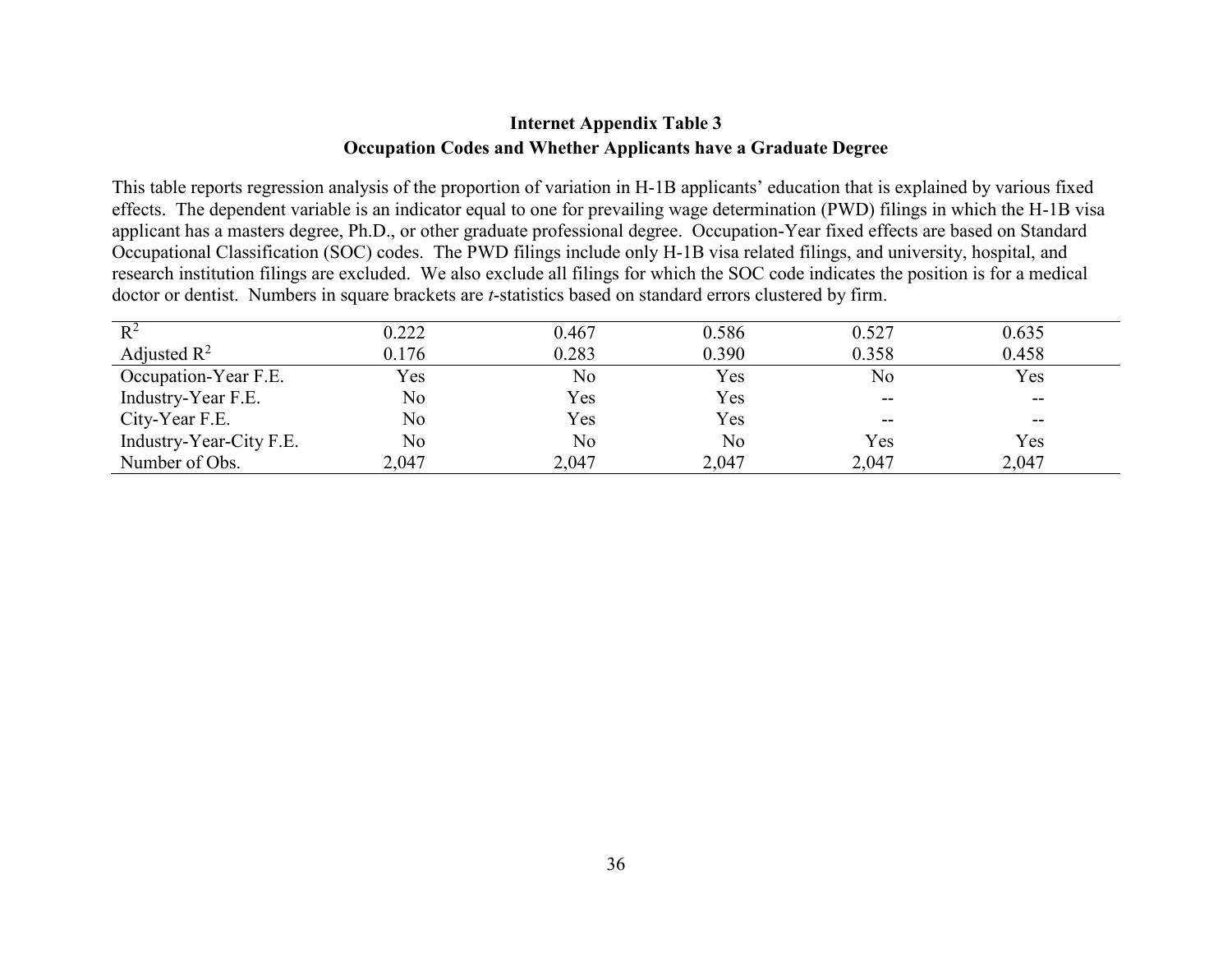**Internet Appendix Table 3**
**Occupation Codes and Whether Applicants have a Graduate Degree**

This table reports regression analysis of the proportion of variation in H-1B applicants' education that is explained by various fixed effects. The dependent variable is an indicator equal to one for prevailing wage determination (PWD) filings in which the H-1B visa applicant has a masters degree, Ph.D., or other graduate professional degree. Occupation-Year fixed effects are based on Standard Occupational Classification (SOC) codes. The PWD filings include only H-1B visa related filings, and university, hospital, and research institution filings are excluded. We also exclude all filings for which the SOC code indicates the position is for a medical doctor or dentist. Numbers in square brackets are *t*-statistics based on standard errors clustered by firm.

| | | | | | |
|---|---|---|---|---|---|
| $R^2$ | 0.222 | 0.467 | 0.586 | 0.527 | 0.635 |
| Adjusted $R^2$ | 0.176 | 0.283 | 0.390 | 0.358 | 0.458 |
| Occupation-Year F.E. | Yes | No | Yes | No | Yes |
| Industry-Year F.E. | No | Yes | Yes | -- | -- |
| City-Year F.E. | No | Yes | Yes | -- | -- |
| Industry-Year-City F.E. | No | No | No | Yes | Yes |
| Number of Obs. | 2,047 | 2,047 | 2,047 | 2,047 | 2,047 |